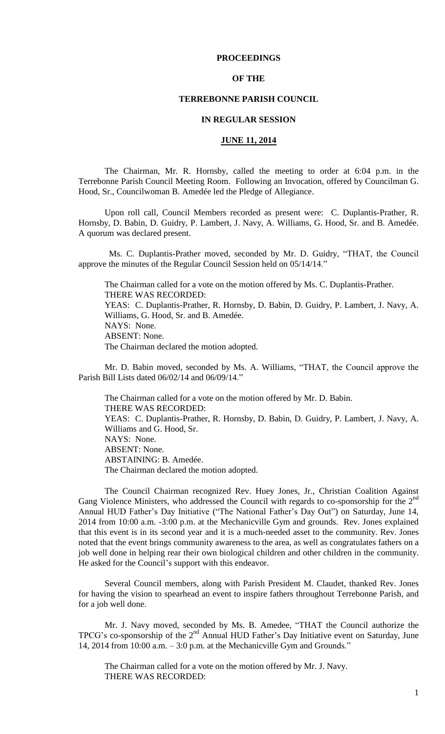# PROCEEDINGS

# OF THE

# TERREBONNE PARISH COUNCIL

# IN REGULAR SESSION

# JUNE 11, 2014

The Chairman, Mr. R. Hornsby, called the meeting to order at 6:04 p.m. in the Terrebonne Parish Council Meeting Room. Following an Invocation, offered by Councilman G. Hood, Sr., Councilwoman B. Amedée led the Pledge of Allegiance.

Upon roll call, Council Members recorded as present were: C. Duplantis-Prather, R. Hornsby, D. Babin, D. Guidry, P. Lambert, J. Navy, A. Williams, G. Hood, Sr. and B. Amedée. A quorum was declared present.

Ms. C. Duplantis-Prather moved, seconded by Mr. D. Guidry, "THAT, the Council approve the minutes of the Regular Council Session held on 05/14/14."

The Chairman called for a vote on the motion offered by Ms. C. Duplantis-Prather.
THERE WAS RECORDED:
YEAS: C. Duplantis-Prather, R. Hornsby, D. Babin, D. Guidry, P. Lambert, J. Navy, A. Williams, G. Hood, Sr. and B. Amedée.
NAYS: None.
ABSENT: None.
The Chairman declared the motion adopted.

Mr. D. Babin moved, seconded by Ms. A. Williams, "THAT, the Council approve the Parish Bill Lists dated 06/02/14 and 06/09/14."

The Chairman called for a vote on the motion offered by Mr. D. Babin.
THERE WAS RECORDED:
YEAS: C. Duplantis-Prather, R. Hornsby, D. Babin, D. Guidry, P. Lambert, J. Navy, A. Williams and G. Hood, Sr.
NAYS: None.
ABSENT: None.
ABSTAINING: B. Amedée.
The Chairman declared the motion adopted.

The Council Chairman recognized Rev. Huey Jones, Jr., Christian Coalition Against Gang Violence Ministers, who addressed the Council with regards to co-sponsorship for the 2nd Annual HUD Father's Day Initiative ("The National Father's Day Out") on Saturday, June 14, 2014 from 10:00 a.m. -3:00 p.m. at the Mechanicville Gym and grounds. Rev. Jones explained that this event is in its second year and it is a much-needed asset to the community. Rev. Jones noted that the event brings community awareness to the area, as well as congratulates fathers on a job well done in helping rear their own biological children and other children in the community. He asked for the Council's support with this endeavor.

Several Council members, along with Parish President M. Claudet, thanked Rev. Jones for having the vision to spearhead an event to inspire fathers throughout Terrebonne Parish, and for a job well done.

Mr. J. Navy moved, seconded by Ms. B. Amedee, "THAT the Council authorize the TPCG's co-sponsorship of the 2nd Annual HUD Father's Day Initiative event on Saturday, June 14, 2014 from 10:00 a.m. – 3:0 p.m. at the Mechanicville Gym and Grounds."

The Chairman called for a vote on the motion offered by Mr. J. Navy.
THERE WAS RECORDED: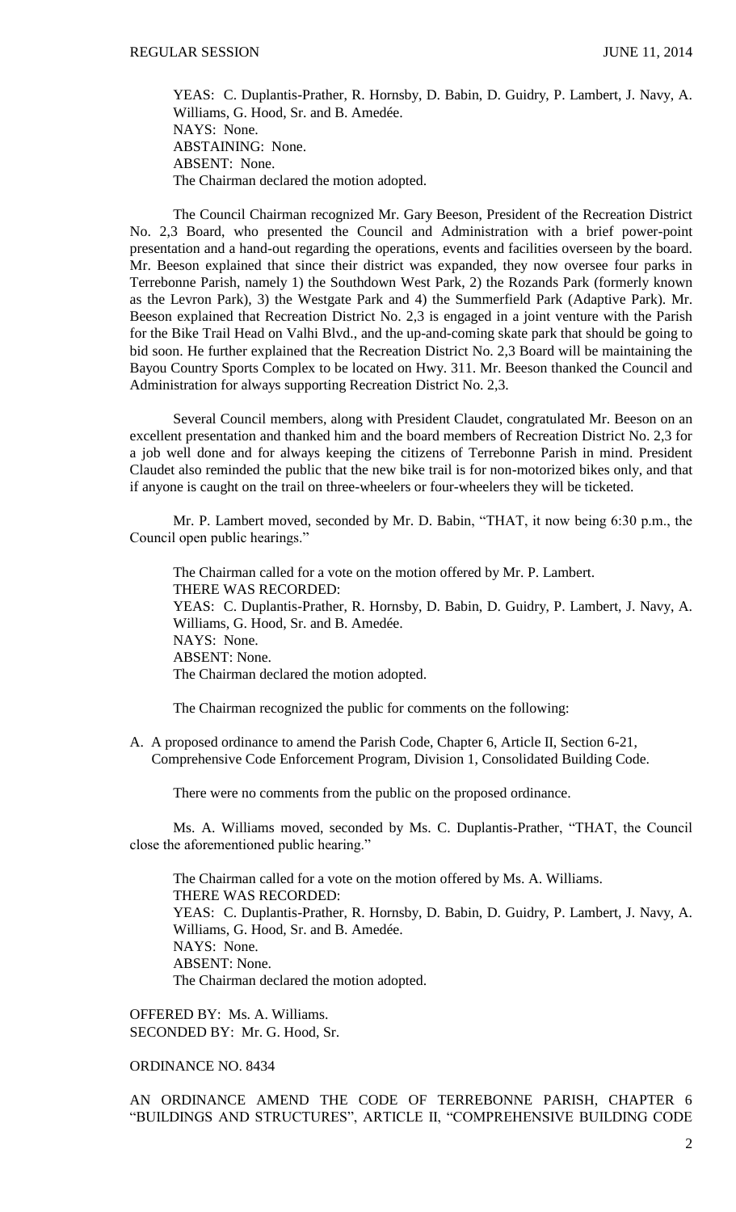YEAS: C. Duplantis-Prather, R. Hornsby, D. Babin, D. Guidry, P. Lambert, J. Navy, A. Williams, G. Hood, Sr. and B. Amedée.
NAYS: None.
ABSTAINING: None.
ABSENT: None.
The Chairman declared the motion adopted.

The Council Chairman recognized Mr. Gary Beeson, President of the Recreation District No. 2,3 Board, who presented the Council and Administration with a brief power-point presentation and a hand-out regarding the operations, events and facilities overseen by the board. Mr. Beeson explained that since their district was expanded, they now oversee four parks in Terrebonne Parish, namely 1) the Southdown West Park, 2) the Rozands Park (formerly known as the Levron Park), 3) the Westgate Park and 4) the Summerfield Park (Adaptive Park). Mr. Beeson explained that Recreation District No. 2,3 is engaged in a joint venture with the Parish for the Bike Trail Head on Valhi Blvd., and the up-and-coming skate park that should be going to bid soon. He further explained that the Recreation District No. 2,3 Board will be maintaining the Bayou Country Sports Complex to be located on Hwy. 311. Mr. Beeson thanked the Council and Administration for always supporting Recreation District No. 2,3.

Several Council members, along with President Claudet, congratulated Mr. Beeson on an excellent presentation and thanked him and the board members of Recreation District No. 2,3 for a job well done and for always keeping the citizens of Terrebonne Parish in mind. President Claudet also reminded the public that the new bike trail is for non-motorized bikes only, and that if anyone is caught on the trail on three-wheelers or four-wheelers they will be ticketed.

Mr. P. Lambert moved, seconded by Mr. D. Babin, "THAT, it now being 6:30 p.m., the Council open public hearings."

The Chairman called for a vote on the motion offered by Mr. P. Lambert.
THERE WAS RECORDED:
YEAS: C. Duplantis-Prather, R. Hornsby, D. Babin, D. Guidry, P. Lambert, J. Navy, A. Williams, G. Hood, Sr. and B. Amedée.
NAYS: None.
ABSENT: None.
The Chairman declared the motion adopted.

The Chairman recognized the public for comments on the following:

A. A proposed ordinance to amend the Parish Code, Chapter 6, Article II, Section 6-21, Comprehensive Code Enforcement Program, Division 1, Consolidated Building Code.

There were no comments from the public on the proposed ordinance.

Ms. A. Williams moved, seconded by Ms. C. Duplantis-Prather, "THAT, the Council close the aforementioned public hearing."

The Chairman called for a vote on the motion offered by Ms. A. Williams.
THERE WAS RECORDED:
YEAS: C. Duplantis-Prather, R. Hornsby, D. Babin, D. Guidry, P. Lambert, J. Navy, A. Williams, G. Hood, Sr. and B. Amedée.
NAYS: None.
ABSENT: None.
The Chairman declared the motion adopted.

OFFERED BY: Ms. A. Williams.
SECONDED BY: Mr. G. Hood, Sr.

ORDINANCE NO. 8434

AN ORDINANCE AMEND THE CODE OF TERREBONNE PARISH, CHAPTER 6 "BUILDINGS AND STRUCTURES", ARTICLE II, "COMPREHENSIVE BUILDING CODE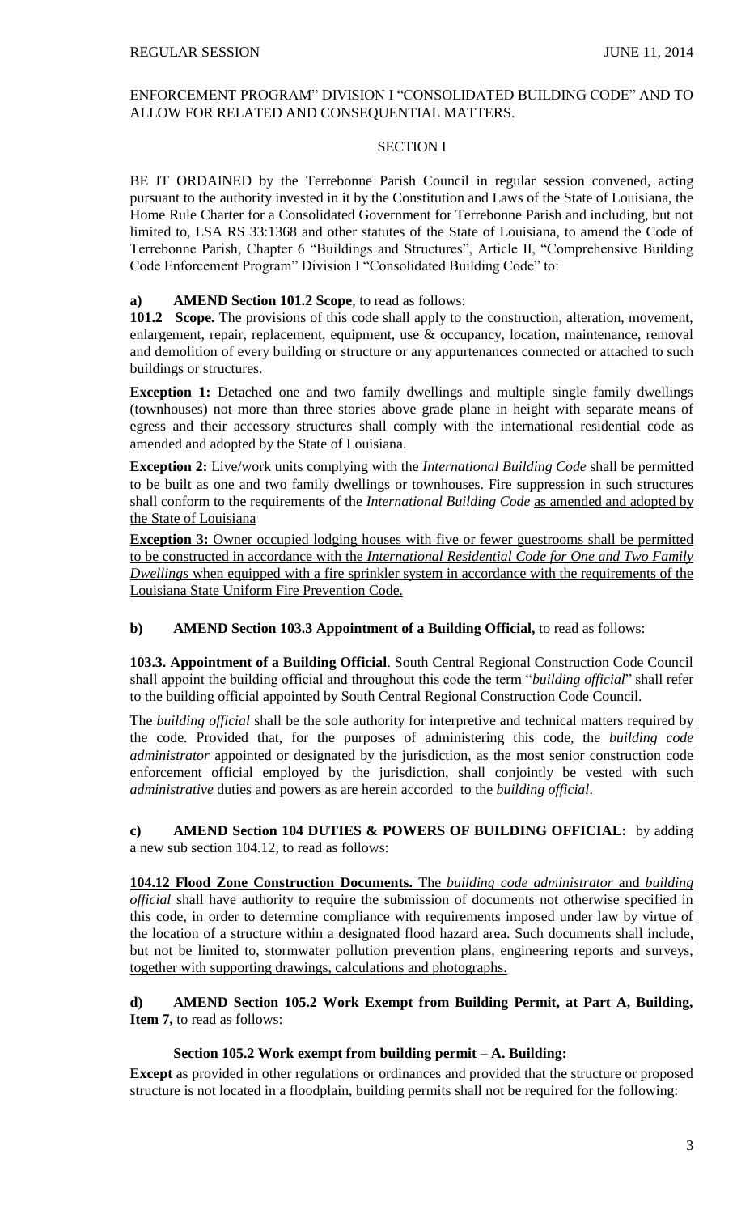ENFORCEMENT PROGRAM" DIVISION I "CONSOLIDATED BUILDING CODE" AND TO ALLOW FOR RELATED AND CONSEQUENTIAL MATTERS.

SECTION I

BE IT ORDAINED by the Terrebonne Parish Council in regular session convened, acting pursuant to the authority invested in it by the Constitution and Laws of the State of Louisiana, the Home Rule Charter for a Consolidated Government for Terrebonne Parish and including, but not limited to, LSA RS 33:1368 and other statutes of the State of Louisiana, to amend the Code of Terrebonne Parish, Chapter 6 "Buildings and Structures", Article II, "Comprehensive Building Code Enforcement Program" Division I "Consolidated Building Code" to:

**a) AMEND Section 101.2 Scope**, to read as follows:

**101.2 Scope.** The provisions of this code shall apply to the construction, alteration, movement, enlargement, repair, replacement, equipment, use & occupancy, location, maintenance, removal and demolition of every building or structure or any appurtenances connected or attached to such buildings or structures.

**Exception 1:** Detached one and two family dwellings and multiple single family dwellings (townhouses) not more than three stories above grade plane in height with separate means of egress and their accessory structures shall comply with the international residential code as amended and adopted by the State of Louisiana.

**Exception 2:** Live/work units complying with the *International Building Code* shall be permitted to be built as one and two family dwellings or townhouses. Fire suppression in such structures shall conform to the requirements of the *International Building Code* as amended and adopted by the State of Louisiana

**Exception 3:** Owner occupied lodging houses with five or fewer guestrooms shall be permitted to be constructed in accordance with the *International Residential Code for One and Two Family Dwellings* when equipped with a fire sprinkler system in accordance with the requirements of the Louisiana State Uniform Fire Prevention Code.

**b) AMEND Section 103.3 Appointment of a Building Official,** to read as follows:

**103.3. Appointment of a Building Official**. South Central Regional Construction Code Council shall appoint the building official and throughout this code the term "*building official*" shall refer to the building official appointed by South Central Regional Construction Code Council.

The *building official* shall be the sole authority for interpretive and technical matters required by the code. Provided that, for the purposes of administering this code, the *building code administrator* appointed or designated by the jurisdiction, as the most senior construction code enforcement official employed by the jurisdiction, shall conjointly be vested with such *administrative* duties and powers as are herein accorded to the *building official*.

**c) AMEND Section 104 DUTIES & POWERS OF BUILDING OFFICIAL:** by adding a new sub section 104.12, to read as follows:

**104.12 Flood Zone Construction Documents.** The *building code administrator* and *building official* shall have authority to require the submission of documents not otherwise specified in this code, in order to determine compliance with requirements imposed under law by virtue of the location of a structure within a designated flood hazard area. Such documents shall include, but not be limited to, stormwater pollution prevention plans, engineering reports and surveys, together with supporting drawings, calculations and photographs.

**d) AMEND Section 105.2 Work Exempt from Building Permit, at Part A, Building, Item 7,** to read as follows:

**Section 105.2 Work exempt from building permit – A. Building:**

**Except** as provided in other regulations or ordinances and provided that the structure or proposed structure is not located in a floodplain, building permits shall not be required for the following: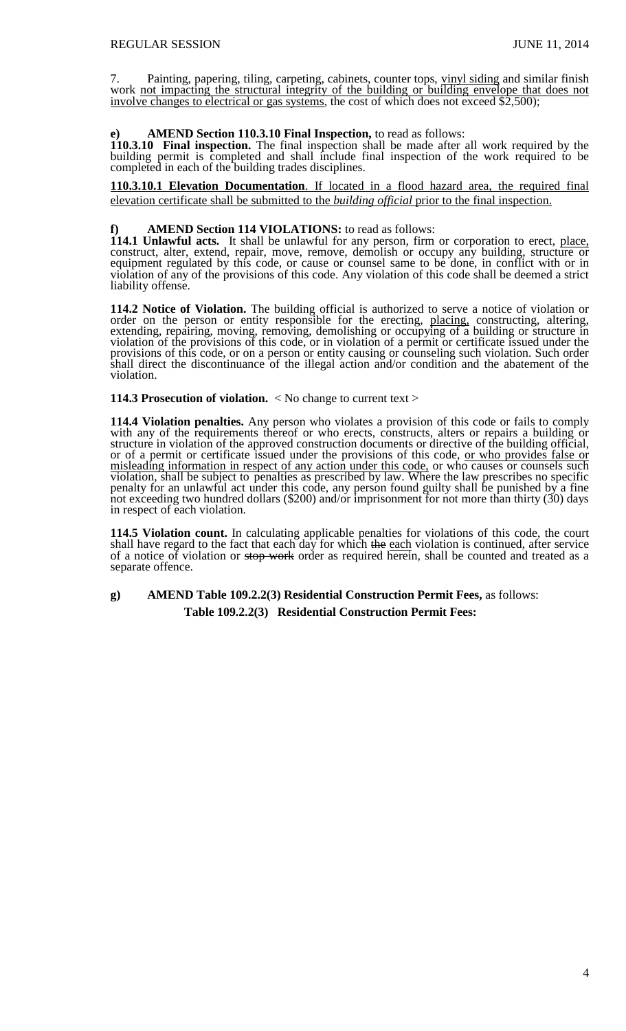7. Painting, papering, tiling, carpeting, cabinets, counter tops, vinyl siding and similar finish work not impacting the structural integrity of the building or building envelope that does not involve changes to electrical or gas systems, the cost of which does not exceed $2,500);

**e) AMEND Section 110.3.10 Final Inspection,** to read as follows:

**110.3.10 Final inspection.** The final inspection shall be made after all work required by the building permit is completed and shall include final inspection of the work required to be completed in each of the building trades disciplines.

**110.3.10.1 Elevation Documentation**. If located in a flood hazard area, the required final elevation certificate shall be submitted to the *building official* prior to the final inspection.

**f) AMEND Section 114 VIOLATIONS:** to read as follows:

**114.1 Unlawful acts.** It shall be unlawful for any person, firm or corporation to erect, place, construct, alter, extend, repair, move, remove, demolish or occupy any building, structure or equipment regulated by this code, or cause or counsel same to be done, in conflict with or in violation of any of the provisions of this code. Any violation of this code shall be deemed a strict liability offense.

**114.2 Notice of Violation.** The building official is authorized to serve a notice of violation or order on the person or entity responsible for the erecting, placing, constructing, altering, extending, repairing, moving, removing, demolishing or occupying of a building or structure in violation of the provisions of this code, or in violation of a permit or certificate issued under the provisions of this code, or on a person or entity causing or counseling such violation. Such order shall direct the discontinuance of the illegal action and/or condition and the abatement of the violation.

**114.3 Prosecution of violation.** < No change to current text >

**114.4 Violation penalties.** Any person who violates a provision of this code or fails to comply with any of the requirements thereof or who erects, constructs, alters or repairs a building or structure in violation of the approved construction documents or directive of the building official, or of a permit or certificate issued under the provisions of this code, or who provides false or misleading information in respect of any action under this code, or who causes or counsels such violation, shall be subject to penalties as prescribed by law. Where the law prescribes no specific penalty for an unlawful act under this code, any person found guilty shall be punished by a fine not exceeding two hundred dollars ($200) and/or imprisonment for not more than thirty (30) days in respect of each violation.

**114.5 Violation count.** In calculating applicable penalties for violations of this code, the court shall have regard to the fact that each day for which ~~the~~ each violation is continued, after service of a notice of violation or ~~stop work~~ order as required herein, shall be counted and treated as a separate offence.

**g) AMEND Table 109.2.2(3) Residential Construction Permit Fees,** as follows:

**Table 109.2.2(3) Residential Construction Permit Fees:**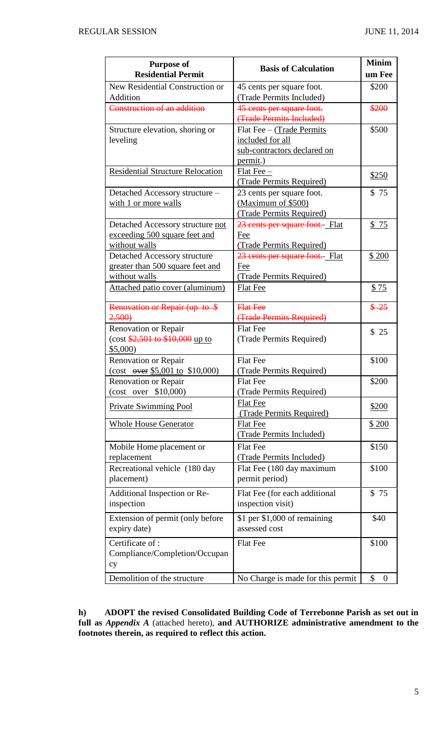| Purpose of Residential Permit | Basis of Calculation | Minimum Fee |
|---|---|---|
| New Residential Construction or Addition | 45 cents per square foot. (Trade Permits Included) | \$200 |
| ~~Construction of an addition~~ | ~~45 cents per square foot. (Trade Permits Included)~~ | ~~\$200~~ |
| Structure elevation, shoring or leveling | Flat Fee – (Trade Permits included for all sub-contractors declared on permit.) | \$500 |
| Residential Structure Relocation | Flat Fee – (Trade Permits Required) | \$250 |
| Detached Accessory structure – with 1 or more walls | 23 cents per square foot. (Maximum of \$500) (Trade Permits Required) | \$ 75 |
| Detached Accessory structure not exceeding 500 square feet and without walls | ~~23 cents per square foot.~~ Flat Fee (Trade Permits Required) | \$ 75 |
| Detached Accessory structure greater than 500 square feet and without walls | ~~23 cents per square foot.~~ Flat Fee (Trade Permits Required) | \$ 200 |
| Attached patio cover (aluminum) | Flat Fee | \$ 75 |
| ~~Renovation or Repair (up to \$ 2,500)~~ | ~~Flat Fee (Trade Permits Required)~~ | ~~\$ 25~~ |
| Renovation or Repair (cost ~~\$2,501 to \$10,000~~ up to \$5,000) | Flat Fee (Trade Permits Required) | \$ 25 |
| Renovation or Repair (cost ~~over~~ \$5,001 to \$10,000) | Flat Fee (Trade Permits Required) | \$100 |
| Renovation or Repair (cost over \$10,000) | Flat Fee (Trade Permits Required) | \$200 |
| Private Swimming Pool | Flat Fee (Trade Permits Required) | \$200 |
| Whole House Generator | Flat Fee (Trade Permits Included) | \$ 200 |
| Mobile Home placement or replacement | Flat Fee (Trade Permits Included) | \$150 |
| Recreational vehicle (180 day placement) | Flat Fee (180 day maximum permit period) | \$100 |
| Additional Inspection or Re-inspection | Flat Fee (for each additional inspection visit) | \$ 75 |
| Extension of permit (only before expiry date) | \$1 per \$1,000 of remaining assessed cost | \$40 |
| Certificate of : Compliance/Completion/Occupancy | Flat Fee | \$100 |
| Demolition of the structure | No Charge is made for this permit | \$ 0 |

**h) ADOPT the revised Consolidated Building Code of Terrebonne Parish as set out in full as *Appendix A*** (attached hereto), **and AUTHORIZE administrative amendment to the footnotes therein, as required to reflect this action.**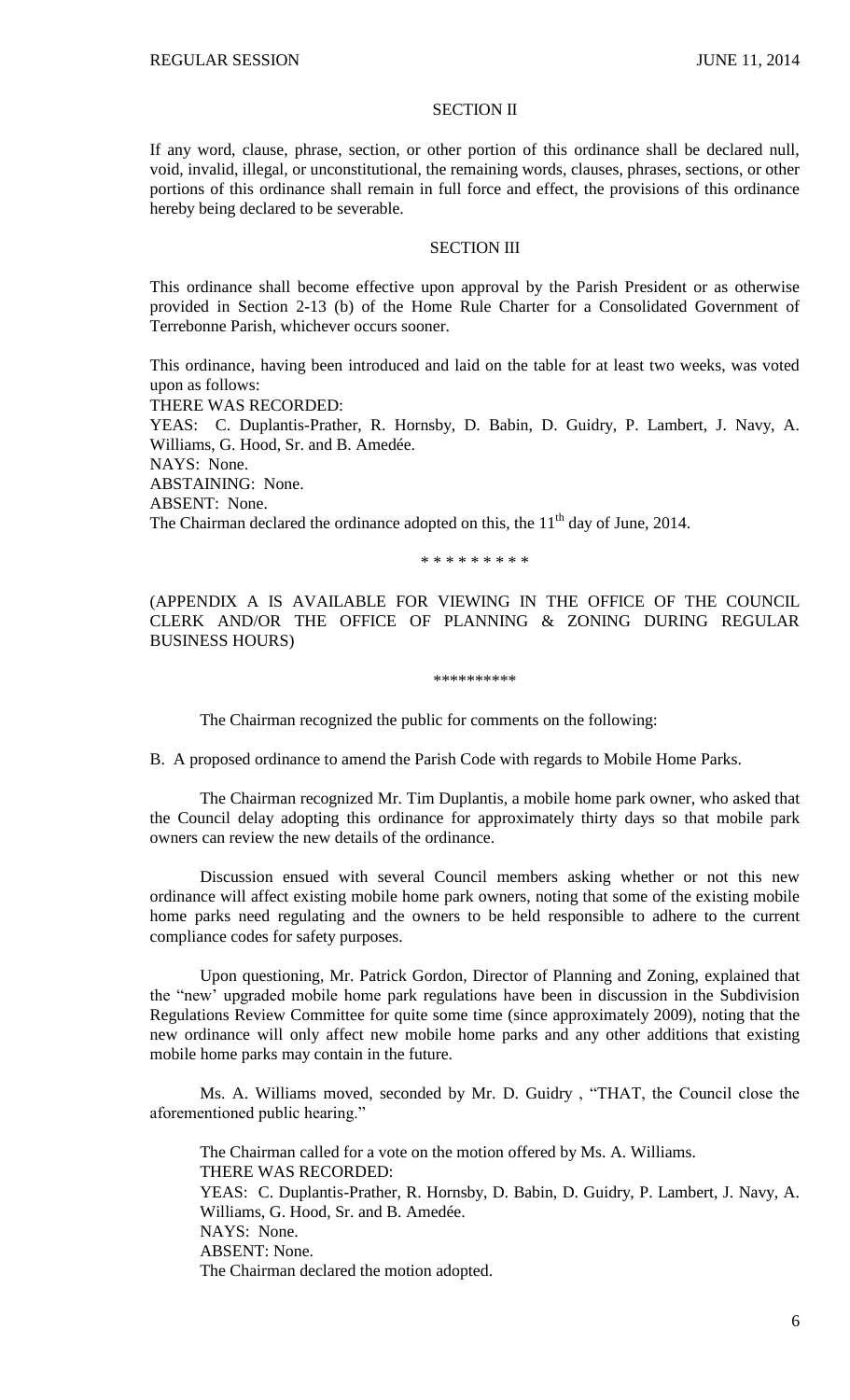## SECTION II

If any word, clause, phrase, section, or other portion of this ordinance shall be declared null, void, invalid, illegal, or unconstitutional, the remaining words, clauses, phrases, sections, or other portions of this ordinance shall remain in full force and effect, the provisions of this ordinance hereby being declared to be severable.

## SECTION III

This ordinance shall become effective upon approval by the Parish President or as otherwise provided in Section 2-13 (b) of the Home Rule Charter for a Consolidated Government of Terrebonne Parish, whichever occurs sooner.

This ordinance, having been introduced and laid on the table for at least two weeks, was voted upon as follows:

THERE WAS RECORDED:

YEAS: C. Duplantis-Prather, R. Hornsby, D. Babin, D. Guidry, P. Lambert, J. Navy, A. Williams, G. Hood, Sr. and B. Amedée.

NAYS: None.

ABSTAINING: None.

ABSENT: None.

The Chairman declared the ordinance adopted on this, the 11th day of June, 2014.

\* \* \* \* \* \* \* \* \*

(APPENDIX A IS AVAILABLE FOR VIEWING IN THE OFFICE OF THE COUNCIL CLERK AND/OR THE OFFICE OF PLANNING & ZONING DURING REGULAR BUSINESS HOURS)

\*\*\*\*\*\*\*\*\*\*

The Chairman recognized the public for comments on the following:

B. A proposed ordinance to amend the Parish Code with regards to Mobile Home Parks.

The Chairman recognized Mr. Tim Duplantis, a mobile home park owner, who asked that the Council delay adopting this ordinance for approximately thirty days so that mobile park owners can review the new details of the ordinance.

Discussion ensued with several Council members asking whether or not this new ordinance will affect existing mobile home park owners, noting that some of the existing mobile home parks need regulating and the owners to be held responsible to adhere to the current compliance codes for safety purposes.

Upon questioning, Mr. Patrick Gordon, Director of Planning and Zoning, explained that the "new' upgraded mobile home park regulations have been in discussion in the Subdivision Regulations Review Committee for quite some time (since approximately 2009), noting that the new ordinance will only affect new mobile home parks and any other additions that existing mobile home parks may contain in the future.

Ms. A. Williams moved, seconded by Mr. D. Guidry , "THAT, the Council close the aforementioned public hearing."

The Chairman called for a vote on the motion offered by Ms. A. Williams.

THERE WAS RECORDED:

YEAS: C. Duplantis-Prather, R. Hornsby, D. Babin, D. Guidry, P. Lambert, J. Navy, A. Williams, G. Hood, Sr. and B. Amedée.

NAYS: None.

ABSENT: None.

The Chairman declared the motion adopted.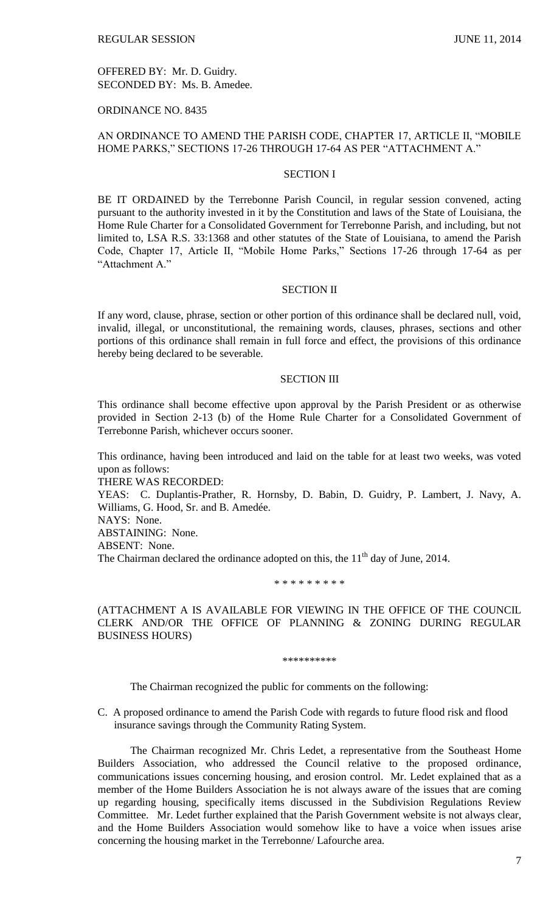OFFERED BY: Mr. D. Guidry.
SECONDED BY: Ms. B. Amedee.

ORDINANCE NO. 8435

AN ORDINANCE TO AMEND THE PARISH CODE, CHAPTER 17, ARTICLE II, "MOBILE HOME PARKS," SECTIONS 17-26 THROUGH 17-64 AS PER "ATTACHMENT A."

SECTION I

BE IT ORDAINED by the Terrebonne Parish Council, in regular session convened, acting pursuant to the authority invested in it by the Constitution and laws of the State of Louisiana, the Home Rule Charter for a Consolidated Government for Terrebonne Parish, and including, but not limited to, LSA R.S. 33:1368 and other statutes of the State of Louisiana, to amend the Parish Code, Chapter 17, Article II, "Mobile Home Parks," Sections 17-26 through 17-64 as per "Attachment A."

SECTION II

If any word, clause, phrase, section or other portion of this ordinance shall be declared null, void, invalid, illegal, or unconstitutional, the remaining words, clauses, phrases, sections and other portions of this ordinance shall remain in full force and effect, the provisions of this ordinance hereby being declared to be severable.

SECTION III

This ordinance shall become effective upon approval by the Parish President or as otherwise provided in Section 2-13 (b) of the Home Rule Charter for a Consolidated Government of Terrebonne Parish, whichever occurs sooner.

This ordinance, having been introduced and laid on the table for at least two weeks, was voted upon as follows:
THERE WAS RECORDED:
YEAS: C. Duplantis-Prather, R. Hornsby, D. Babin, D. Guidry, P. Lambert, J. Navy, A. Williams, G. Hood, Sr. and B. Amedée.
NAYS: None.
ABSTAINING: None.
ABSENT: None.
The Chairman declared the ordinance adopted on this, the 11th day of June, 2014.

\* \* \* \* \* \* \* \* \*

(ATTACHMENT A IS AVAILABLE FOR VIEWING IN THE OFFICE OF THE COUNCIL CLERK AND/OR THE OFFICE OF PLANNING & ZONING DURING REGULAR BUSINESS HOURS)

\*\*\*\*\*\*\*\*\*\*

The Chairman recognized the public for comments on the following:

C. A proposed ordinance to amend the Parish Code with regards to future flood risk and flood insurance savings through the Community Rating System.

The Chairman recognized Mr. Chris Ledet, a representative from the Southeast Home Builders Association, who addressed the Council relative to the proposed ordinance, communications issues concerning housing, and erosion control. Mr. Ledet explained that as a member of the Home Builders Association he is not always aware of the issues that are coming up regarding housing, specifically items discussed in the Subdivision Regulations Review Committee. Mr. Ledet further explained that the Parish Government website is not always clear, and the Home Builders Association would somehow like to have a voice when issues arise concerning the housing market in the Terrebonne/ Lafourche area.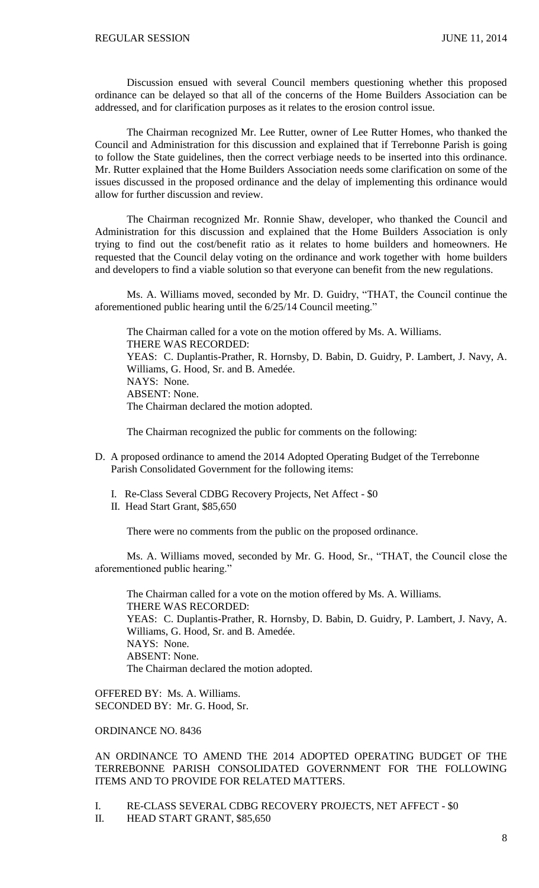Discussion ensued with several Council members questioning whether this proposed ordinance can be delayed so that all of the concerns of the Home Builders Association can be addressed, and for clarification purposes as it relates to the erosion control issue.

The Chairman recognized Mr. Lee Rutter, owner of Lee Rutter Homes, who thanked the Council and Administration for this discussion and explained that if Terrebonne Parish is going to follow the State guidelines, then the correct verbiage needs to be inserted into this ordinance. Mr. Rutter explained that the Home Builders Association needs some clarification on some of the issues discussed in the proposed ordinance and the delay of implementing this ordinance would allow for further discussion and review.

The Chairman recognized Mr. Ronnie Shaw, developer, who thanked the Council and Administration for this discussion and explained that the Home Builders Association is only trying to find out the cost/benefit ratio as it relates to home builders and homeowners. He requested that the Council delay voting on the ordinance and work together with home builders and developers to find a viable solution so that everyone can benefit from the new regulations.

Ms. A. Williams moved, seconded by Mr. D. Guidry, "THAT, the Council continue the aforementioned public hearing until the 6/25/14 Council meeting."

The Chairman called for a vote on the motion offered by Ms. A. Williams.
THERE WAS RECORDED:
YEAS: C. Duplantis-Prather, R. Hornsby, D. Babin, D. Guidry, P. Lambert, J. Navy, A. Williams, G. Hood, Sr. and B. Amedée.
NAYS: None.
ABSENT: None.
The Chairman declared the motion adopted.

The Chairman recognized the public for comments on the following:

D. A proposed ordinance to amend the 2014 Adopted Operating Budget of the Terrebonne Parish Consolidated Government for the following items:

   I. Re-Class Several CDBG Recovery Projects, Net Affect - $0
   II. Head Start Grant, $85,650

There were no comments from the public on the proposed ordinance.

Ms. A. Williams moved, seconded by Mr. G. Hood, Sr., "THAT, the Council close the aforementioned public hearing."

The Chairman called for a vote on the motion offered by Ms. A. Williams.
THERE WAS RECORDED:
YEAS: C. Duplantis-Prather, R. Hornsby, D. Babin, D. Guidry, P. Lambert, J. Navy, A. Williams, G. Hood, Sr. and B. Amedée.
NAYS: None.
ABSENT: None.
The Chairman declared the motion adopted.

OFFERED BY: Ms. A. Williams.
SECONDED BY: Mr. G. Hood, Sr.

ORDINANCE NO. 8436

AN ORDINANCE TO AMEND THE 2014 ADOPTED OPERATING BUDGET OF THE TERREBONNE PARISH CONSOLIDATED GOVERNMENT FOR THE FOLLOWING ITEMS AND TO PROVIDE FOR RELATED MATTERS.

I. RE-CLASS SEVERAL CDBG RECOVERY PROJECTS, NET AFFECT - $0
II. HEAD START GRANT, $85,650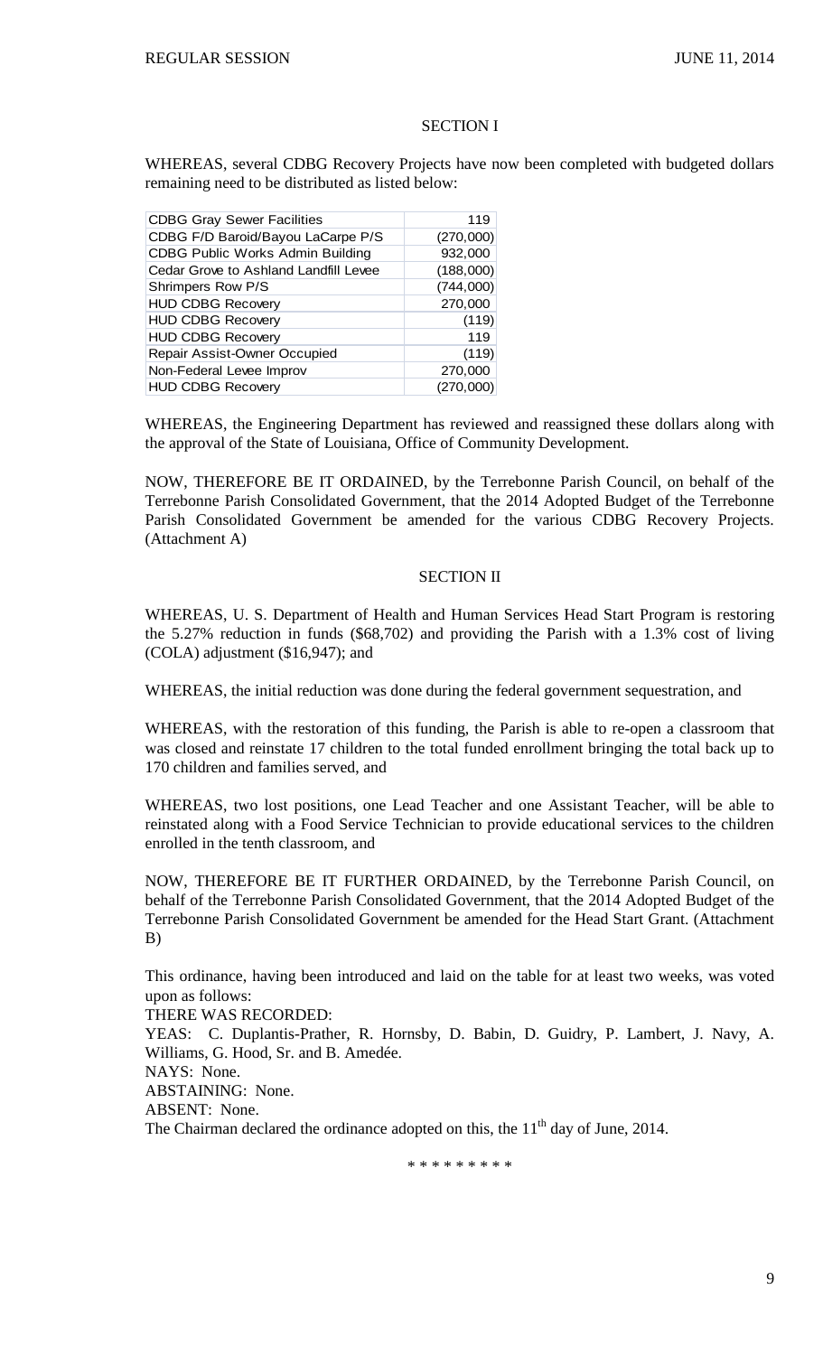SECTION I

WHEREAS, several CDBG Recovery Projects have now been completed with budgeted dollars remaining need to be distributed as listed below:

| | |
|---|---|
| CDBG Gray Sewer Facilities | 119 |
| CDBG F/D Baroid/Bayou LaCarpe P/S | (270,000) |
| CDBG Public Works Admin Building | 932,000 |
| Cedar Grove to Ashland Landfill Levee | (188,000) |
| Shrimpers Row P/S | (744,000) |
| HUD CDBG Recovery | 270,000 |
| HUD CDBG Recovery | (119) |
| HUD CDBG Recovery | 119 |
| Repair Assist-Owner Occupied | (119) |
| Non-Federal Levee Improv | 270,000 |
| HUD CDBG Recovery | (270,000) |

WHEREAS, the Engineering Department has reviewed and reassigned these dollars along with the approval of the State of Louisiana, Office of Community Development.

NOW, THEREFORE BE IT ORDAINED, by the Terrebonne Parish Council, on behalf of the Terrebonne Parish Consolidated Government, that the 2014 Adopted Budget of the Terrebonne Parish Consolidated Government be amended for the various CDBG Recovery Projects. (Attachment A)

SECTION II

WHEREAS, U. S. Department of Health and Human Services Head Start Program is restoring the 5.27% reduction in funds ($68,702) and providing the Parish with a 1.3% cost of living (COLA) adjustment ($16,947); and

WHEREAS, the initial reduction was done during the federal government sequestration, and

WHEREAS, with the restoration of this funding, the Parish is able to re-open a classroom that was closed and reinstate 17 children to the total funded enrollment bringing the total back up to 170 children and families served, and

WHEREAS, two lost positions, one Lead Teacher and one Assistant Teacher, will be able to reinstated along with a Food Service Technician to provide educational services to the children enrolled in the tenth classroom, and

NOW, THEREFORE BE IT FURTHER ORDAINED, by the Terrebonne Parish Council, on behalf of the Terrebonne Parish Consolidated Government, that the 2014 Adopted Budget of the Terrebonne Parish Consolidated Government be amended for the Head Start Grant. (Attachment B)

This ordinance, having been introduced and laid on the table for at least two weeks, was voted upon as follows:

THERE WAS RECORDED:

YEAS: C. Duplantis-Prather, R. Hornsby, D. Babin, D. Guidry, P. Lambert, J. Navy, A. Williams, G. Hood, Sr. and B. Amedée.

NAYS: None.

ABSTAINING: None.

ABSENT: None.

The Chairman declared the ordinance adopted on this, the 11th day of June, 2014.

\* \* \* \* \* \* \* \* \*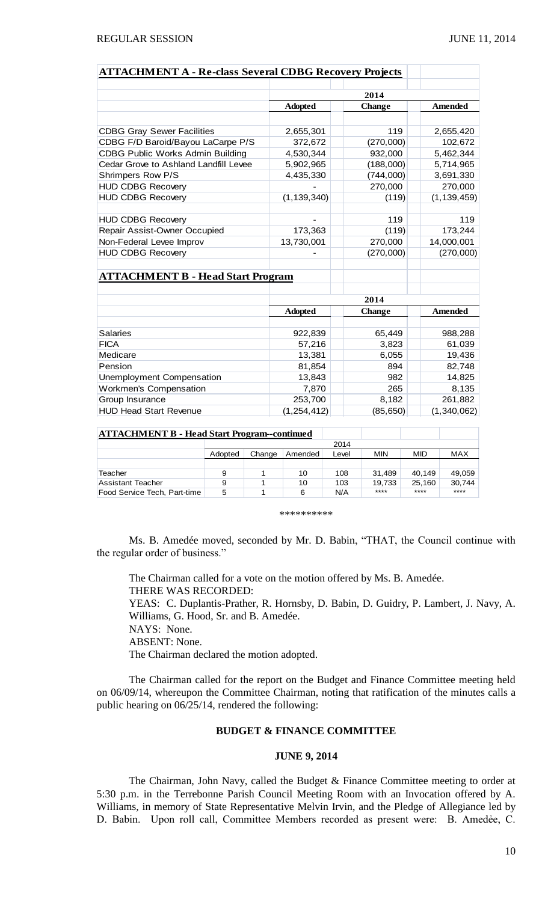**ATTACHMENT A - Re-class Several CDBG Recovery Projects**

| | 2014 | | |
|---|---|---|---|
| | **Adopted** | **Change** | **Amended** |
| CDBG Gray Sewer Facilities | 2,655,301 | 119 | 2,655,420 |
| CDBG F/D Baroid/Bayou LaCarpe P/S | 372,672 | (270,000) | 102,672 |
| CDBG Public Works Admin Building | 4,530,344 | 932,000 | 5,462,344 |
| Cedar Grove to Ashland Landfill Levee | 5,902,965 | (188,000) | 5,714,965 |
| Shrimpers Row P/S | 4,435,330 | (744,000) | 3,691,330 |
| HUD CDBG Recovery | - | 270,000 | 270,000 |
| HUD CDBG Recovery | (1,139,340) | (119) | (1,139,459) |
| | | | |
| HUD CDBG Recovery | - | 119 | 119 |
| Repair Assist-Owner Occupied | 173,363 | (119) | 173,244 |
| Non-Federal Levee Improv | 13,730,001 | 270,000 | 14,000,001 |
| HUD CDBG Recovery | - | (270,000) | (270,000) |

**ATTACHMENT B - Head Start Program**

| | 2014 | | |
|---|---|---|---|
| | **Adopted** | **Change** | **Amended** |
| Salaries | 922,839 | 65,449 | 988,288 |
| FICA | 57,216 | 3,823 | 61,039 |
| Medicare | 13,381 | 6,055 | 19,436 |
| Pension | 81,854 | 894 | 82,748 |
| Unemployment Compensation | 13,843 | 982 | 14,825 |
| Workmen's Compensation | 7,870 | 265 | 8,135 |
| Group Insurance | 253,700 | 8,182 | 261,882 |
| HUD Head Start Revenue | (1,254,412) | (85,650) | (1,340,062) |

**ATTACHMENT B - Head Start Program--continued**

| | 2014 | | | | | | |
|---|---|---|---|---|---|---|---|
| | Adopted | Change | Amended | Level | MIN | MID | MAX |
| Teacher | 9 | 1 | 10 | 108 | 31,489 | 40,149 | 49,059 |
| Assistant Teacher | 9 | 1 | 10 | 103 | 19,733 | 25,160 | 30,744 |
| Food Service Tech, Part-time | 5 | 1 | 6 | N/A | **** | **** | **** |

**********

Ms. B. Amedée moved, seconded by Mr. D. Babin, "THAT, the Council continue with the regular order of business."

The Chairman called for a vote on the motion offered by Ms. B. Amedée.
THERE WAS RECORDED:
YEAS: C. Duplantis-Prather, R. Hornsby, D. Babin, D. Guidry, P. Lambert, J. Navy, A. Williams, G. Hood, Sr. and B. Amedée.
NAYS: None.
ABSENT: None.
The Chairman declared the motion adopted.

The Chairman called for the report on the Budget and Finance Committee meeting held on 06/09/14, whereupon the Committee Chairman, noting that ratification of the minutes calls a public hearing on 06/25/14, rendered the following:

**BUDGET & FINANCE COMMITTEE**

**JUNE 9, 2014**

The Chairman, John Navy, called the Budget & Finance Committee meeting to order at 5:30 p.m. in the Terrebonne Parish Council Meeting Room with an Invocation offered by A. Williams, in memory of State Representative Melvin Irvin, and the Pledge of Allegiance led by D. Babin. Upon roll call, Committee Members recorded as present were: B. Amedėe, C.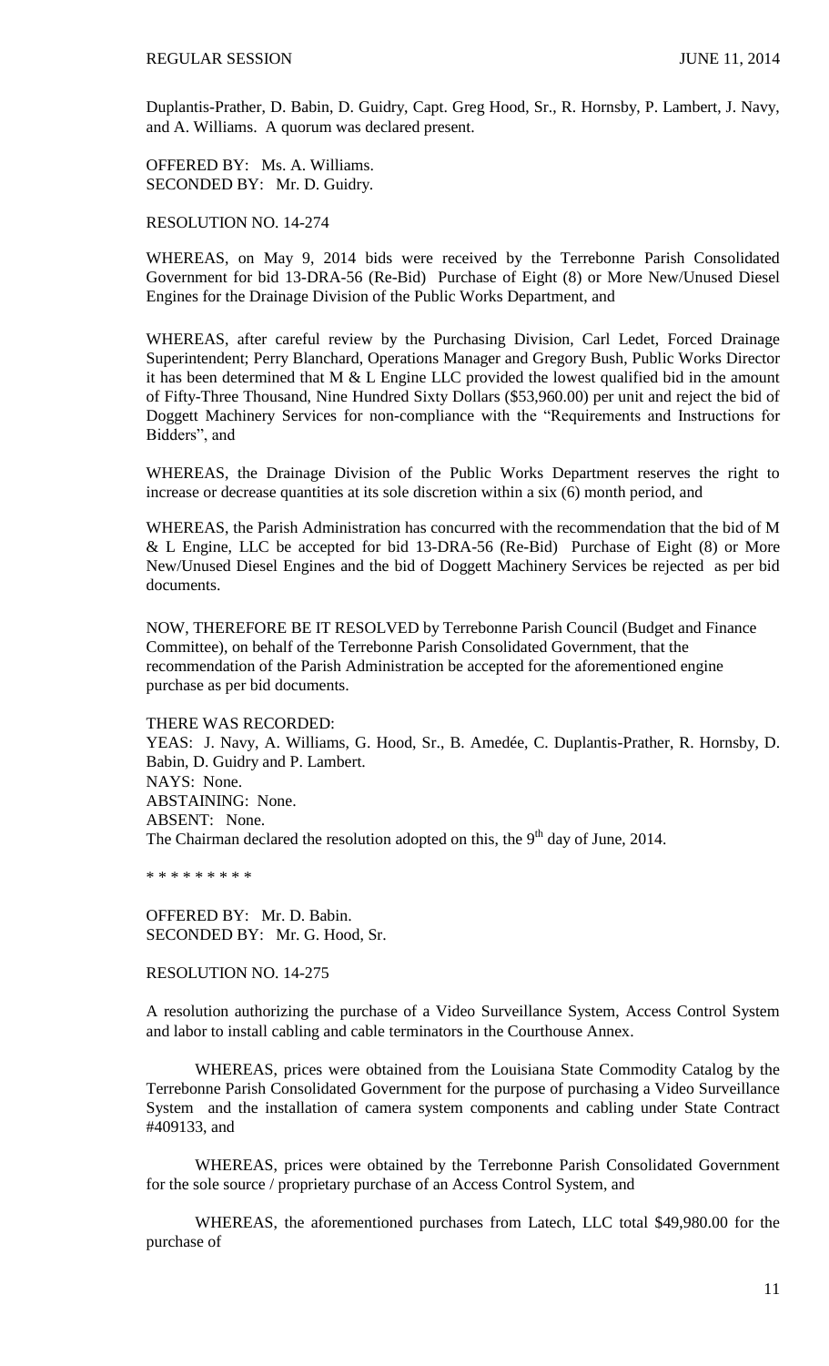Duplantis-Prather, D. Babin, D. Guidry, Capt. Greg Hood, Sr., R. Hornsby, P. Lambert, J. Navy, and A. Williams. A quorum was declared present.

OFFERED BY: Ms. A. Williams.
SECONDED BY: Mr. D. Guidry.

RESOLUTION NO. 14-274

WHEREAS, on May 9, 2014 bids were received by the Terrebonne Parish Consolidated Government for bid 13-DRA-56 (Re-Bid) Purchase of Eight (8) or More New/Unused Diesel Engines for the Drainage Division of the Public Works Department, and

WHEREAS, after careful review by the Purchasing Division, Carl Ledet, Forced Drainage Superintendent; Perry Blanchard, Operations Manager and Gregory Bush, Public Works Director it has been determined that M & L Engine LLC provided the lowest qualified bid in the amount of Fifty-Three Thousand, Nine Hundred Sixty Dollars ($53,960.00) per unit and reject the bid of Doggett Machinery Services for non-compliance with the "Requirements and Instructions for Bidders", and

WHEREAS, the Drainage Division of the Public Works Department reserves the right to increase or decrease quantities at its sole discretion within a six (6) month period, and

WHEREAS, the Parish Administration has concurred with the recommendation that the bid of M & L Engine, LLC be accepted for bid 13-DRA-56 (Re-Bid) Purchase of Eight (8) or More New/Unused Diesel Engines and the bid of Doggett Machinery Services be rejected as per bid documents.

NOW, THEREFORE BE IT RESOLVED by Terrebonne Parish Council (Budget and Finance Committee), on behalf of the Terrebonne Parish Consolidated Government, that the recommendation of the Parish Administration be accepted for the aforementioned engine purchase as per bid documents.

THERE WAS RECORDED:
YEAS: J. Navy, A. Williams, G. Hood, Sr., B. Amedée, C. Duplantis-Prather, R. Hornsby, D. Babin, D. Guidry and P. Lambert.
NAYS: None.
ABSTAINING: None.
ABSENT: None.
The Chairman declared the resolution adopted on this, the 9th day of June, 2014.

\* \* \* \* \* \* \* \* \*

OFFERED BY: Mr. D. Babin.
SECONDED BY: Mr. G. Hood, Sr.

RESOLUTION NO. 14-275

A resolution authorizing the purchase of a Video Surveillance System, Access Control System and labor to install cabling and cable terminators in the Courthouse Annex.

WHEREAS, prices were obtained from the Louisiana State Commodity Catalog by the Terrebonne Parish Consolidated Government for the purpose of purchasing a Video Surveillance System and the installation of camera system components and cabling under State Contract #409133, and

WHEREAS, prices were obtained by the Terrebonne Parish Consolidated Government for the sole source / proprietary purchase of an Access Control System, and

WHEREAS, the aforementioned purchases from Latech, LLC total $49,980.00 for the purchase of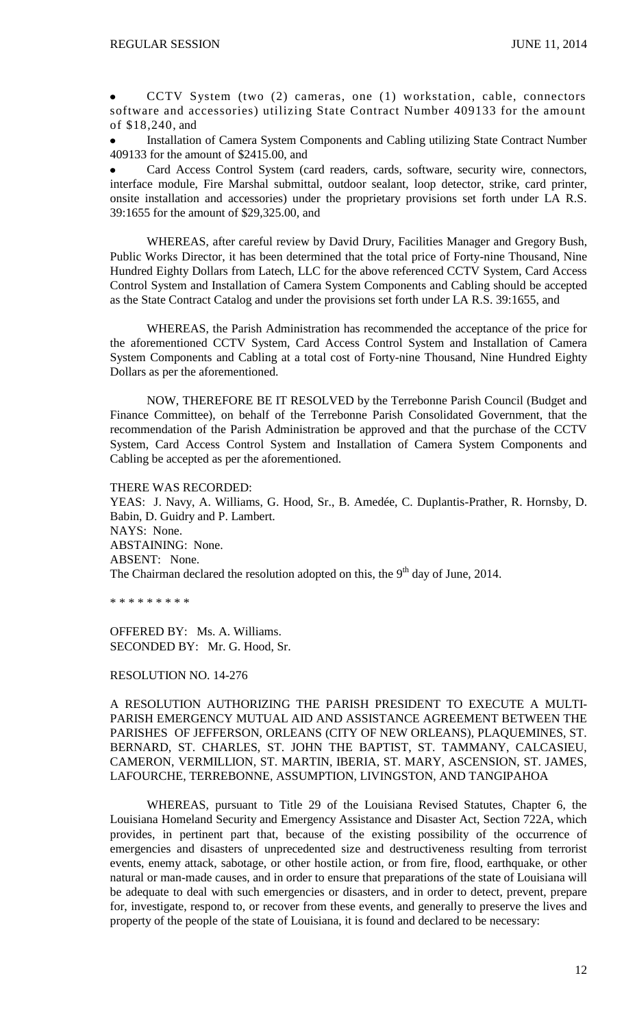- CCTV System (two (2) cameras, one (1) workstation, cable, connectors software and accessories) utilizing State Contract Number 409133 for the amount of $18,240, and
- Installation of Camera System Components and Cabling utilizing State Contract Number 409133 for the amount of $2415.00, and
- Card Access Control System (card readers, cards, software, security wire, connectors, interface module, Fire Marshal submittal, outdoor sealant, loop detector, strike, card printer, onsite installation and accessories) under the proprietary provisions set forth under LA R.S. 39:1655 for the amount of $29,325.00, and

WHEREAS, after careful review by David Drury, Facilities Manager and Gregory Bush, Public Works Director, it has been determined that the total price of Forty-nine Thousand, Nine Hundred Eighty Dollars from Latech, LLC for the above referenced CCTV System, Card Access Control System and Installation of Camera System Components and Cabling should be accepted as the State Contract Catalog and under the provisions set forth under LA R.S. 39:1655, and

WHEREAS, the Parish Administration has recommended the acceptance of the price for the aforementioned CCTV System, Card Access Control System and Installation of Camera System Components and Cabling at a total cost of Forty-nine Thousand, Nine Hundred Eighty Dollars as per the aforementioned.

NOW, THEREFORE BE IT RESOLVED by the Terrebonne Parish Council (Budget and Finance Committee), on behalf of the Terrebonne Parish Consolidated Government, that the recommendation of the Parish Administration be approved and that the purchase of the CCTV System, Card Access Control System and Installation of Camera System Components and Cabling be accepted as per the aforementioned.

THERE WAS RECORDED:
YEAS: J. Navy, A. Williams, G. Hood, Sr., B. Amedée, C. Duplantis-Prather, R. Hornsby, D. Babin, D. Guidry and P. Lambert.
NAYS: None.
ABSTAINING: None.
ABSENT: None.
The Chairman declared the resolution adopted on this, the 9th day of June, 2014.

\* \* \* \* \* \* \* \* \*

OFFERED BY: Ms. A. Williams.
SECONDED BY: Mr. G. Hood, Sr.

RESOLUTION NO. 14-276

A RESOLUTION AUTHORIZING THE PARISH PRESIDENT TO EXECUTE A MULTI-PARISH EMERGENCY MUTUAL AID AND ASSISTANCE AGREEMENT BETWEEN THE PARISHES OF JEFFERSON, ORLEANS (CITY OF NEW ORLEANS), PLAQUEMINES, ST. BERNARD, ST. CHARLES, ST. JOHN THE BAPTIST, ST. TAMMANY, CALCASIEU, CAMERON, VERMILLION, ST. MARTIN, IBERIA, ST. MARY, ASCENSION, ST. JAMES, LAFOURCHE, TERREBONNE, ASSUMPTION, LIVINGSTON, AND TANGIPAHOA

WHEREAS, pursuant to Title 29 of the Louisiana Revised Statutes, Chapter 6, the Louisiana Homeland Security and Emergency Assistance and Disaster Act, Section 722A, which provides, in pertinent part that, because of the existing possibility of the occurrence of emergencies and disasters of unprecedented size and destructiveness resulting from terrorist events, enemy attack, sabotage, or other hostile action, or from fire, flood, earthquake, or other natural or man-made causes, and in order to ensure that preparations of the state of Louisiana will be adequate to deal with such emergencies or disasters, and in order to detect, prevent, prepare for, investigate, respond to, or recover from these events, and generally to preserve the lives and property of the people of the state of Louisiana, it is found and declared to be necessary: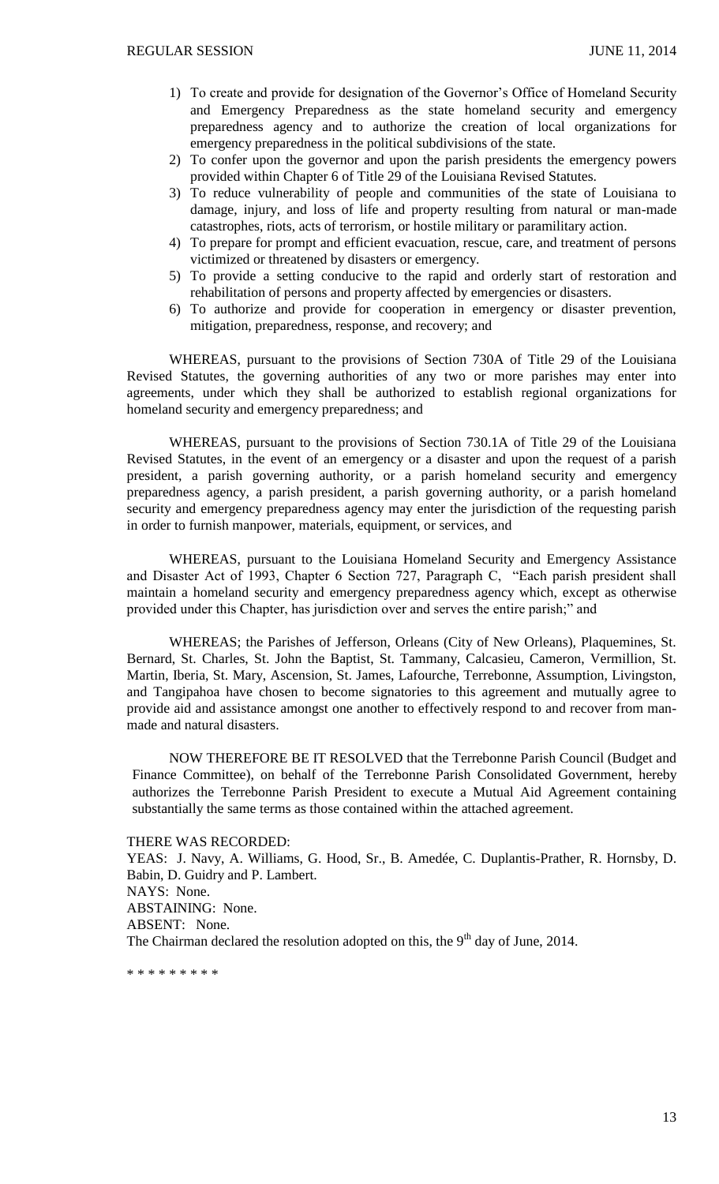1) To create and provide for designation of the Governor's Office of Homeland Security and Emergency Preparedness as the state homeland security and emergency preparedness agency and to authorize the creation of local organizations for emergency preparedness in the political subdivisions of the state.
2) To confer upon the governor and upon the parish presidents the emergency powers provided within Chapter 6 of Title 29 of the Louisiana Revised Statutes.
3) To reduce vulnerability of people and communities of the state of Louisiana to damage, injury, and loss of life and property resulting from natural or man-made catastrophes, riots, acts of terrorism, or hostile military or paramilitary action.
4) To prepare for prompt and efficient evacuation, rescue, care, and treatment of persons victimized or threatened by disasters or emergency.
5) To provide a setting conducive to the rapid and orderly start of restoration and rehabilitation of persons and property affected by emergencies or disasters.
6) To authorize and provide for cooperation in emergency or disaster prevention, mitigation, preparedness, response, and recovery; and

WHEREAS, pursuant to the provisions of Section 730A of Title 29 of the Louisiana Revised Statutes, the governing authorities of any two or more parishes may enter into agreements, under which they shall be authorized to establish regional organizations for homeland security and emergency preparedness; and

WHEREAS, pursuant to the provisions of Section 730.1A of Title 29 of the Louisiana Revised Statutes, in the event of an emergency or a disaster and upon the request of a parish president, a parish governing authority, or a parish homeland security and emergency preparedness agency, a parish president, a parish governing authority, or a parish homeland security and emergency preparedness agency may enter the jurisdiction of the requesting parish in order to furnish manpower, materials, equipment, or services, and

WHEREAS, pursuant to the Louisiana Homeland Security and Emergency Assistance and Disaster Act of 1993, Chapter 6 Section 727, Paragraph C, "Each parish president shall maintain a homeland security and emergency preparedness agency which, except as otherwise provided under this Chapter, has jurisdiction over and serves the entire parish;" and

WHEREAS; the Parishes of Jefferson, Orleans (City of New Orleans), Plaquemines, St. Bernard, St. Charles, St. John the Baptist, St. Tammany, Calcasieu, Cameron, Vermillion, St. Martin, Iberia, St. Mary, Ascension, St. James, Lafourche, Terrebonne, Assumption, Livingston, and Tangipahoa have chosen to become signatories to this agreement and mutually agree to provide aid and assistance amongst one another to effectively respond to and recover from man-made and natural disasters.

NOW THEREFORE BE IT RESOLVED that the Terrebonne Parish Council (Budget and Finance Committee), on behalf of the Terrebonne Parish Consolidated Government, hereby authorizes the Terrebonne Parish President to execute a Mutual Aid Agreement containing substantially the same terms as those contained within the attached agreement.

THERE WAS RECORDED:
YEAS: J. Navy, A. Williams, G. Hood, Sr., B. Amedée, C. Duplantis-Prather, R. Hornsby, D. Babin, D. Guidry and P. Lambert.
NAYS: None.
ABSTAINING: None.
ABSENT: None.
The Chairman declared the resolution adopted on this, the 9th day of June, 2014.

* * * * * * * * *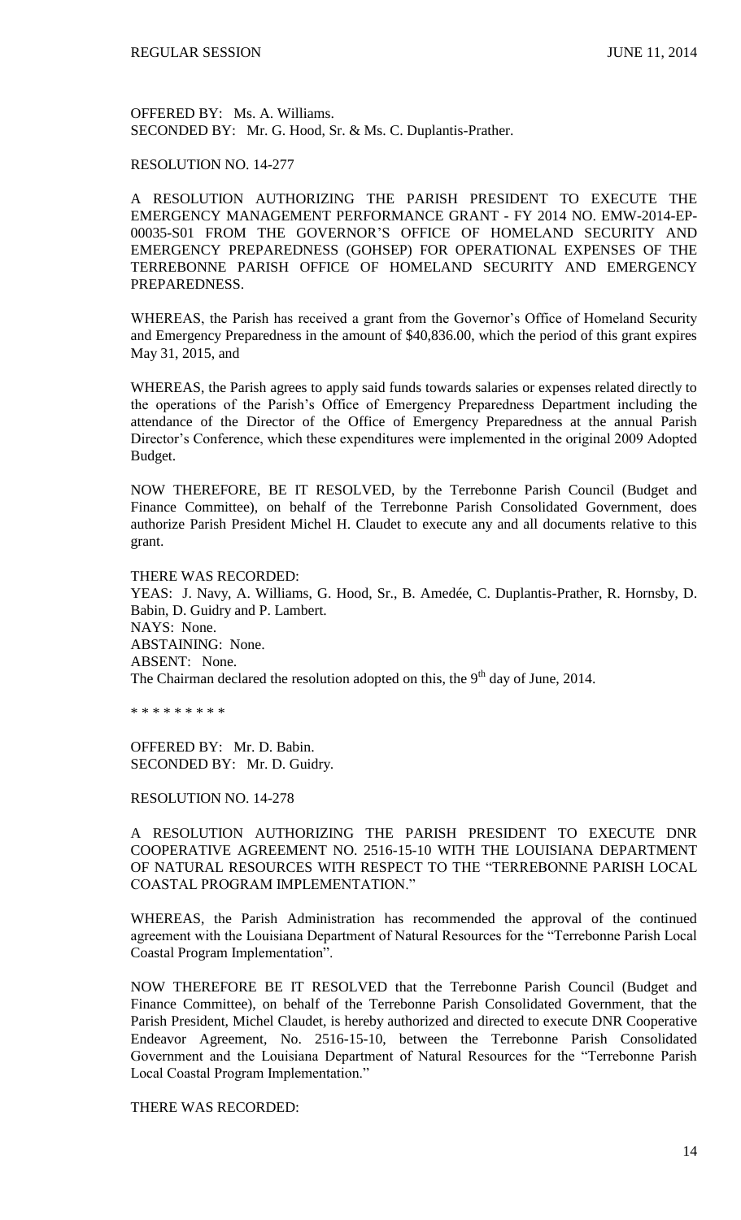OFFERED BY: Ms. A. Williams.
SECONDED BY: Mr. G. Hood, Sr. & Ms. C. Duplantis-Prather.

RESOLUTION NO. 14-277

A RESOLUTION AUTHORIZING THE PARISH PRESIDENT TO EXECUTE THE EMERGENCY MANAGEMENT PERFORMANCE GRANT - FY 2014 NO. EMW-2014-EP-00035-S01 FROM THE GOVERNOR'S OFFICE OF HOMELAND SECURITY AND EMERGENCY PREPAREDNESS (GOHSEP) FOR OPERATIONAL EXPENSES OF THE TERREBONNE PARISH OFFICE OF HOMELAND SECURITY AND EMERGENCY PREPAREDNESS.

WHEREAS, the Parish has received a grant from the Governor's Office of Homeland Security and Emergency Preparedness in the amount of $40,836.00, which the period of this grant expires May 31, 2015, and

WHEREAS, the Parish agrees to apply said funds towards salaries or expenses related directly to the operations of the Parish's Office of Emergency Preparedness Department including the attendance of the Director of the Office of Emergency Preparedness at the annual Parish Director's Conference, which these expenditures were implemented in the original 2009 Adopted Budget.

NOW THEREFORE, BE IT RESOLVED, by the Terrebonne Parish Council (Budget and Finance Committee), on behalf of the Terrebonne Parish Consolidated Government, does authorize Parish President Michel H. Claudet to execute any and all documents relative to this grant.

THERE WAS RECORDED:
YEAS: J. Navy, A. Williams, G. Hood, Sr., B. Amedée, C. Duplantis-Prather, R. Hornsby, D. Babin, D. Guidry and P. Lambert.
NAYS: None.
ABSTAINING: None.
ABSENT: None.
The Chairman declared the resolution adopted on this, the 9th day of June, 2014.

\* \* \* \* \* \* \* \* \*

OFFERED BY: Mr. D. Babin.
SECONDED BY: Mr. D. Guidry.

RESOLUTION NO. 14-278

A RESOLUTION AUTHORIZING THE PARISH PRESIDENT TO EXECUTE DNR COOPERATIVE AGREEMENT NO. 2516-15-10 WITH THE LOUISIANA DEPARTMENT OF NATURAL RESOURCES WITH RESPECT TO THE "TERREBONNE PARISH LOCAL COASTAL PROGRAM IMPLEMENTATION."

WHEREAS, the Parish Administration has recommended the approval of the continued agreement with the Louisiana Department of Natural Resources for the "Terrebonne Parish Local Coastal Program Implementation".

NOW THEREFORE BE IT RESOLVED that the Terrebonne Parish Council (Budget and Finance Committee), on behalf of the Terrebonne Parish Consolidated Government, that the Parish President, Michel Claudet, is hereby authorized and directed to execute DNR Cooperative Endeavor Agreement, No. 2516-15-10, between the Terrebonne Parish Consolidated Government and the Louisiana Department of Natural Resources for the "Terrebonne Parish Local Coastal Program Implementation."

THERE WAS RECORDED: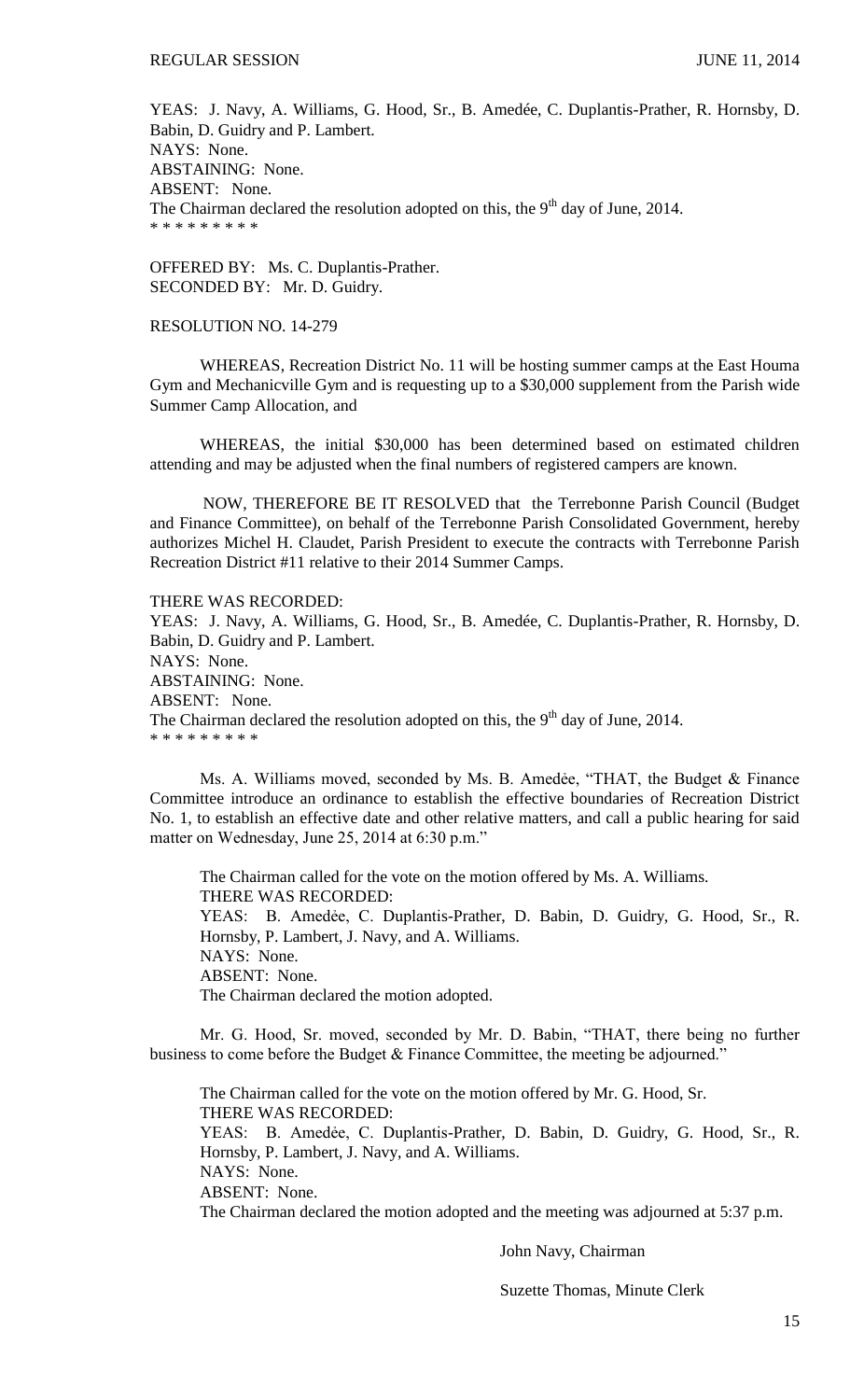YEAS: J. Navy, A. Williams, G. Hood, Sr., B. Amedée, C. Duplantis-Prather, R. Hornsby, D. Babin, D. Guidry and P. Lambert.
NAYS: None.
ABSTAINING: None.
ABSENT: None.
The Chairman declared the resolution adopted on this, the 9th day of June, 2014.
* * * * * * * * *

OFFERED BY: Ms. C. Duplantis-Prather.
SECONDED BY: Mr. D. Guidry.

RESOLUTION NO. 14-279

WHEREAS, Recreation District No. 11 will be hosting summer camps at the East Houma Gym and Mechanicville Gym and is requesting up to a $30,000 supplement from the Parish wide Summer Camp Allocation, and

WHEREAS, the initial $30,000 has been determined based on estimated children attending and may be adjusted when the final numbers of registered campers are known.

NOW, THEREFORE BE IT RESOLVED that the Terrebonne Parish Council (Budget and Finance Committee), on behalf of the Terrebonne Parish Consolidated Government, hereby authorizes Michel H. Claudet, Parish President to execute the contracts with Terrebonne Parish Recreation District #11 relative to their 2014 Summer Camps.

THERE WAS RECORDED:
YEAS: J. Navy, A. Williams, G. Hood, Sr., B. Amedée, C. Duplantis-Prather, R. Hornsby, D. Babin, D. Guidry and P. Lambert.
NAYS: None.
ABSTAINING: None.
ABSENT: None.
The Chairman declared the resolution adopted on this, the 9th day of June, 2014.
* * * * * * * * *

Ms. A. Williams moved, seconded by Ms. B. Amedẻe, "THAT, the Budget & Finance Committee introduce an ordinance to establish the effective boundaries of Recreation District No. 1, to establish an effective date and other relative matters, and call a public hearing for said matter on Wednesday, June 25, 2014 at 6:30 p.m."

The Chairman called for the vote on the motion offered by Ms. A. Williams.
THERE WAS RECORDED:
YEAS: B. Amedẻe, C. Duplantis-Prather, D. Babin, D. Guidry, G. Hood, Sr., R. Hornsby, P. Lambert, J. Navy, and A. Williams.
NAYS: None.
ABSENT: None.
The Chairman declared the motion adopted.

Mr. G. Hood, Sr. moved, seconded by Mr. D. Babin, "THAT, there being no further business to come before the Budget & Finance Committee, the meeting be adjourned."

The Chairman called for the vote on the motion offered by Mr. G. Hood, Sr.
THERE WAS RECORDED:
YEAS: B. Amedẻe, C. Duplantis-Prather, D. Babin, D. Guidry, G. Hood, Sr., R. Hornsby, P. Lambert, J. Navy, and A. Williams.
NAYS: None.
ABSENT: None.
The Chairman declared the motion adopted and the meeting was adjourned at 5:37 p.m.

John Navy, Chairman

Suzette Thomas, Minute Clerk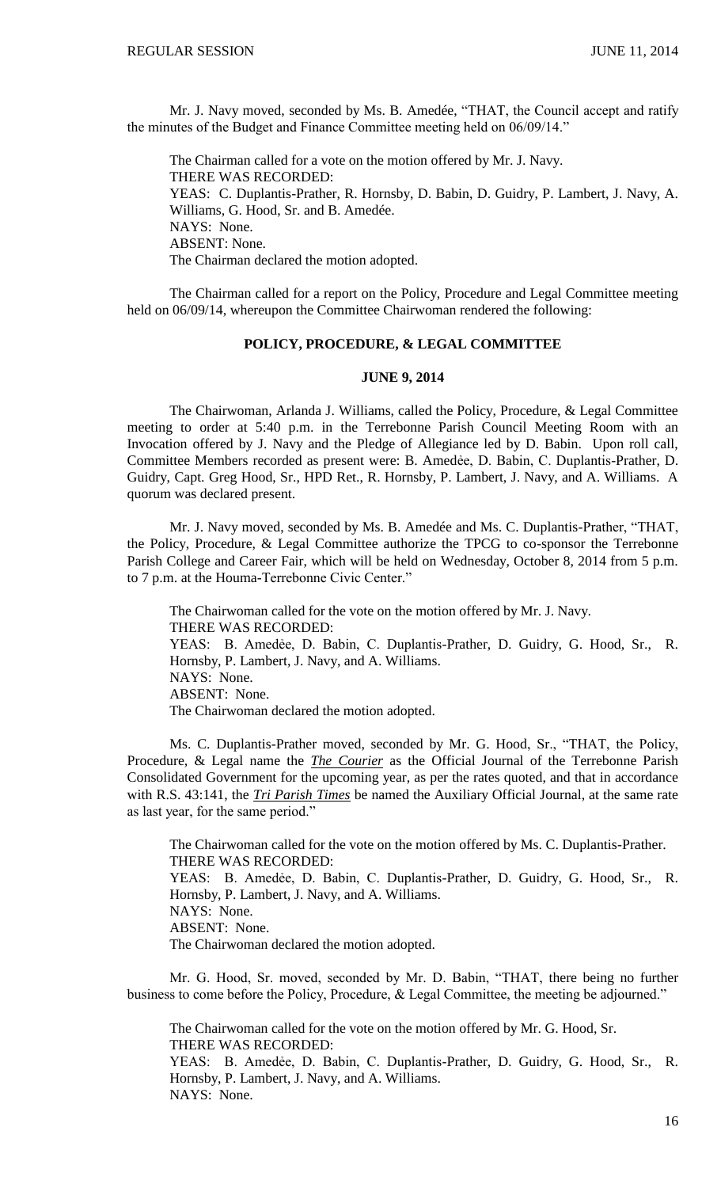Mr. J. Navy moved, seconded by Ms. B. Amedée, "THAT, the Council accept and ratify the minutes of the Budget and Finance Committee meeting held on 06/09/14."

The Chairman called for a vote on the motion offered by Mr. J. Navy.
THERE WAS RECORDED:
YEAS: C. Duplantis-Prather, R. Hornsby, D. Babin, D. Guidry, P. Lambert, J. Navy, A. Williams, G. Hood, Sr. and B. Amedée.
NAYS: None.
ABSENT: None.
The Chairman declared the motion adopted.

The Chairman called for a report on the Policy, Procedure and Legal Committee meeting held on 06/09/14, whereupon the Committee Chairwoman rendered the following:

**POLICY, PROCEDURE, & LEGAL COMMITTEE**

**JUNE 9, 2014**

The Chairwoman, Arlanda J. Williams, called the Policy, Procedure, & Legal Committee meeting to order at 5:40 p.m. in the Terrebonne Parish Council Meeting Room with an Invocation offered by J. Navy and the Pledge of Allegiance led by D. Babin. Upon roll call, Committee Members recorded as present were: B. Amedėe, D. Babin, C. Duplantis-Prather, D. Guidry, Capt. Greg Hood, Sr., HPD Ret., R. Hornsby, P. Lambert, J. Navy, and A. Williams. A quorum was declared present.

Mr. J. Navy moved, seconded by Ms. B. Amedée and Ms. C. Duplantis-Prather, "THAT, the Policy, Procedure, & Legal Committee authorize the TPCG to co-sponsor the Terrebonne Parish College and Career Fair, which will be held on Wednesday, October 8, 2014 from 5 p.m. to 7 p.m. at the Houma-Terrebonne Civic Center."

The Chairwoman called for the vote on the motion offered by Mr. J. Navy.
THERE WAS RECORDED:
YEAS: B. Amedėe, D. Babin, C. Duplantis-Prather, D. Guidry, G. Hood, Sr., R. Hornsby, P. Lambert, J. Navy, and A. Williams.
NAYS: None.
ABSENT: None.
The Chairwoman declared the motion adopted.

Ms. C. Duplantis-Prather moved, seconded by Mr. G. Hood, Sr., "THAT, the Policy, Procedure, & Legal name the ***The Courier*** as the Official Journal of the Terrebonne Parish Consolidated Government for the upcoming year, as per the rates quoted, and that in accordance with R.S. 43:141, the ***Tri Parish Times*** be named the Auxiliary Official Journal, at the same rate as last year, for the same period."

The Chairwoman called for the vote on the motion offered by Ms. C. Duplantis-Prather.
THERE WAS RECORDED:
YEAS: B. Amedėe, D. Babin, C. Duplantis-Prather, D. Guidry, G. Hood, Sr., R. Hornsby, P. Lambert, J. Navy, and A. Williams.
NAYS: None.
ABSENT: None.
The Chairwoman declared the motion adopted.

Mr. G. Hood, Sr. moved, seconded by Mr. D. Babin, "THAT, there being no further business to come before the Policy, Procedure, & Legal Committee, the meeting be adjourned."

The Chairwoman called for the vote on the motion offered by Mr. G. Hood, Sr.
THERE WAS RECORDED:
YEAS: B. Amedėe, D. Babin, C. Duplantis-Prather, D. Guidry, G. Hood, Sr., R. Hornsby, P. Lambert, J. Navy, and A. Williams.
NAYS: None.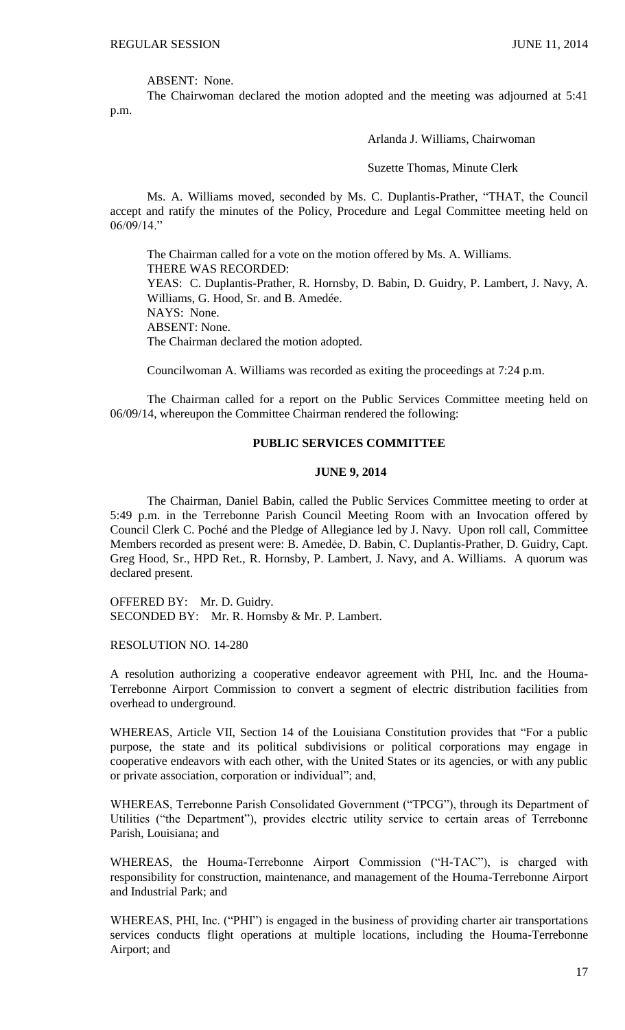ABSENT: None.

The Chairwoman declared the motion adopted and the meeting was adjourned at 5:41 p.m.

Arlanda J. Williams, Chairwoman

Suzette Thomas, Minute Clerk

Ms. A. Williams moved, seconded by Ms. C. Duplantis-Prather, "THAT, the Council accept and ratify the minutes of the Policy, Procedure and Legal Committee meeting held on 06/09/14."

The Chairman called for a vote on the motion offered by Ms. A. Williams.
THERE WAS RECORDED:
YEAS: C. Duplantis-Prather, R. Hornsby, D. Babin, D. Guidry, P. Lambert, J. Navy, A. Williams, G. Hood, Sr. and B. Amedée.
NAYS: None.
ABSENT: None.
The Chairman declared the motion adopted.

Councilwoman A. Williams was recorded as exiting the proceedings at 7:24 p.m.

The Chairman called for a report on the Public Services Committee meeting held on 06/09/14, whereupon the Committee Chairman rendered the following:

**PUBLIC SERVICES COMMITTEE**

**JUNE 9, 2014**

The Chairman, Daniel Babin, called the Public Services Committee meeting to order at 5:49 p.m. in the Terrebonne Parish Council Meeting Room with an Invocation offered by Council Clerk C. Poché and the Pledge of Allegiance led by J. Navy. Upon roll call, Committee Members recorded as present were: B. Amedẻe, D. Babin, C. Duplantis-Prather, D. Guidry, Capt. Greg Hood, Sr., HPD Ret., R. Hornsby, P. Lambert, J. Navy, and A. Williams. A quorum was declared present.

OFFERED BY: Mr. D. Guidry.
SECONDED BY: Mr. R. Hornsby & Mr. P. Lambert.

RESOLUTION NO. 14-280

A resolution authorizing a cooperative endeavor agreement with PHI, Inc. and the Houma-Terrebonne Airport Commission to convert a segment of electric distribution facilities from overhead to underground.

WHEREAS, Article VII, Section 14 of the Louisiana Constitution provides that "For a public purpose, the state and its political subdivisions or political corporations may engage in cooperative endeavors with each other, with the United States or its agencies, or with any public or private association, corporation or individual"; and,

WHEREAS, Terrebonne Parish Consolidated Government ("TPCG"), through its Department of Utilities ("the Department"), provides electric utility service to certain areas of Terrebonne Parish, Louisiana; and

WHEREAS, the Houma-Terrebonne Airport Commission ("H-TAC"), is charged with responsibility for construction, maintenance, and management of the Houma-Terrebonne Airport and Industrial Park; and

WHEREAS, PHI, Inc. ("PHI") is engaged in the business of providing charter air transportations services conducts flight operations at multiple locations, including the Houma-Terrebonne Airport; and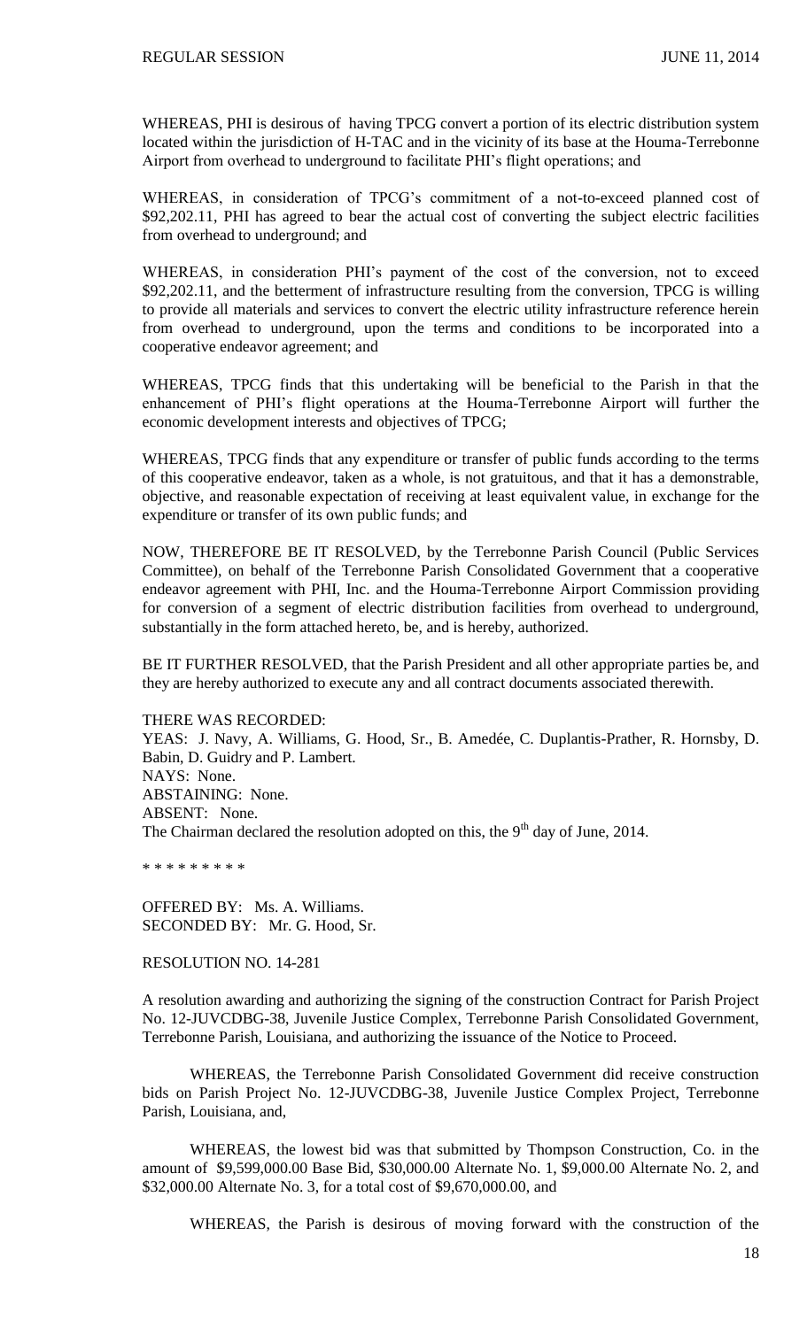WHEREAS, PHI is desirous of having TPCG convert a portion of its electric distribution system located within the jurisdiction of H-TAC and in the vicinity of its base at the Houma-Terrebonne Airport from overhead to underground to facilitate PHI's flight operations; and

WHEREAS, in consideration of TPCG's commitment of a not-to-exceed planned cost of \$92,202.11, PHI has agreed to bear the actual cost of converting the subject electric facilities from overhead to underground; and

WHEREAS, in consideration PHI's payment of the cost of the conversion, not to exceed \$92,202.11, and the betterment of infrastructure resulting from the conversion, TPCG is willing to provide all materials and services to convert the electric utility infrastructure reference herein from overhead to underground, upon the terms and conditions to be incorporated into a cooperative endeavor agreement; and

WHEREAS, TPCG finds that this undertaking will be beneficial to the Parish in that the enhancement of PHI's flight operations at the Houma-Terrebonne Airport will further the economic development interests and objectives of TPCG;

WHEREAS, TPCG finds that any expenditure or transfer of public funds according to the terms of this cooperative endeavor, taken as a whole, is not gratuitous, and that it has a demonstrable, objective, and reasonable expectation of receiving at least equivalent value, in exchange for the expenditure or transfer of its own public funds; and

NOW, THEREFORE BE IT RESOLVED, by the Terrebonne Parish Council (Public Services Committee), on behalf of the Terrebonne Parish Consolidated Government that a cooperative endeavor agreement with PHI, Inc. and the Houma-Terrebonne Airport Commission providing for conversion of a segment of electric distribution facilities from overhead to underground, substantially in the form attached hereto, be, and is hereby, authorized.

BE IT FURTHER RESOLVED, that the Parish President and all other appropriate parties be, and they are hereby authorized to execute any and all contract documents associated therewith.

THERE WAS RECORDED:
YEAS: J. Navy, A. Williams, G. Hood, Sr., B. Amedée, C. Duplantis-Prather, R. Hornsby, D. Babin, D. Guidry and P. Lambert.
NAYS: None.
ABSTAINING: None.
ABSENT: None.
The Chairman declared the resolution adopted on this, the 9th day of June, 2014.

* * * * * * * * *

OFFERED BY: Ms. A. Williams.
SECONDED BY: Mr. G. Hood, Sr.

RESOLUTION NO. 14-281

A resolution awarding and authorizing the signing of the construction Contract for Parish Project No. 12-JUVCDBG-38, Juvenile Justice Complex, Terrebonne Parish Consolidated Government, Terrebonne Parish, Louisiana, and authorizing the issuance of the Notice to Proceed.

WHEREAS, the Terrebonne Parish Consolidated Government did receive construction bids on Parish Project No. 12-JUVCDBG-38, Juvenile Justice Complex Project, Terrebonne Parish, Louisiana, and,

WHEREAS, the lowest bid was that submitted by Thompson Construction, Co. in the amount of \$9,599,000.00 Base Bid, \$30,000.00 Alternate No. 1, \$9,000.00 Alternate No. 2, and \$32,000.00 Alternate No. 3, for a total cost of \$9,670,000.00, and

WHEREAS, the Parish is desirous of moving forward with the construction of the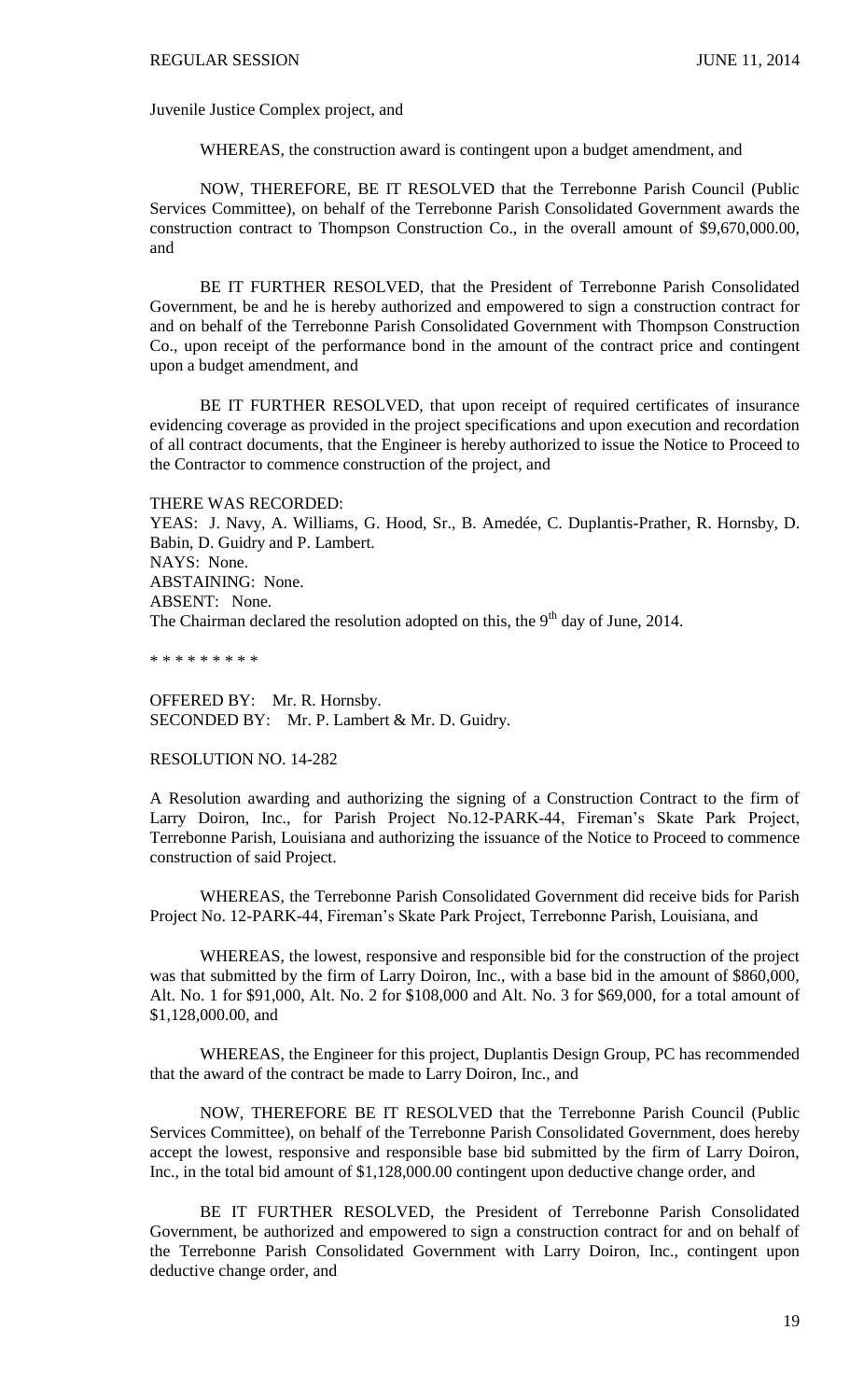Juvenile Justice Complex project, and

WHEREAS, the construction award is contingent upon a budget amendment, and

NOW, THEREFORE, BE IT RESOLVED that the Terrebonne Parish Council (Public Services Committee), on behalf of the Terrebonne Parish Consolidated Government awards the construction contract to Thompson Construction Co., in the overall amount of $9,670,000.00, and

BE IT FURTHER RESOLVED, that the President of Terrebonne Parish Consolidated Government, be and he is hereby authorized and empowered to sign a construction contract for and on behalf of the Terrebonne Parish Consolidated Government with Thompson Construction Co., upon receipt of the performance bond in the amount of the contract price and contingent upon a budget amendment, and

BE IT FURTHER RESOLVED, that upon receipt of required certificates of insurance evidencing coverage as provided in the project specifications and upon execution and recordation of all contract documents, that the Engineer is hereby authorized to issue the Notice to Proceed to the Contractor to commence construction of the project, and

THERE WAS RECORDED:
YEAS: J. Navy, A. Williams, G. Hood, Sr., B. Amedée, C. Duplantis-Prather, R. Hornsby, D. Babin, D. Guidry and P. Lambert.
NAYS: None.
ABSTAINING: None.
ABSENT: None.
The Chairman declared the resolution adopted on this, the 9th day of June, 2014.

* * * * * * * * *

OFFERED BY: Mr. R. Hornsby.
SECONDED BY: Mr. P. Lambert & Mr. D. Guidry.

RESOLUTION NO. 14-282

A Resolution awarding and authorizing the signing of a Construction Contract to the firm of Larry Doiron, Inc., for Parish Project No.12-PARK-44, Fireman's Skate Park Project, Terrebonne Parish, Louisiana and authorizing the issuance of the Notice to Proceed to commence construction of said Project.

WHEREAS, the Terrebonne Parish Consolidated Government did receive bids for Parish Project No. 12-PARK-44, Fireman's Skate Park Project, Terrebonne Parish, Louisiana, and

WHEREAS, the lowest, responsive and responsible bid for the construction of the project was that submitted by the firm of Larry Doiron, Inc., with a base bid in the amount of $860,000, Alt. No. 1 for $91,000, Alt. No. 2 for $108,000 and Alt. No. 3 for $69,000, for a total amount of $1,128,000.00, and

WHEREAS, the Engineer for this project, Duplantis Design Group, PC has recommended that the award of the contract be made to Larry Doiron, Inc., and

NOW, THEREFORE BE IT RESOLVED that the Terrebonne Parish Council (Public Services Committee), on behalf of the Terrebonne Parish Consolidated Government, does hereby accept the lowest, responsive and responsible base bid submitted by the firm of Larry Doiron, Inc., in the total bid amount of $1,128,000.00 contingent upon deductive change order, and

BE IT FURTHER RESOLVED, the President of Terrebonne Parish Consolidated Government, be authorized and empowered to sign a construction contract for and on behalf of the Terrebonne Parish Consolidated Government with Larry Doiron, Inc., contingent upon deductive change order, and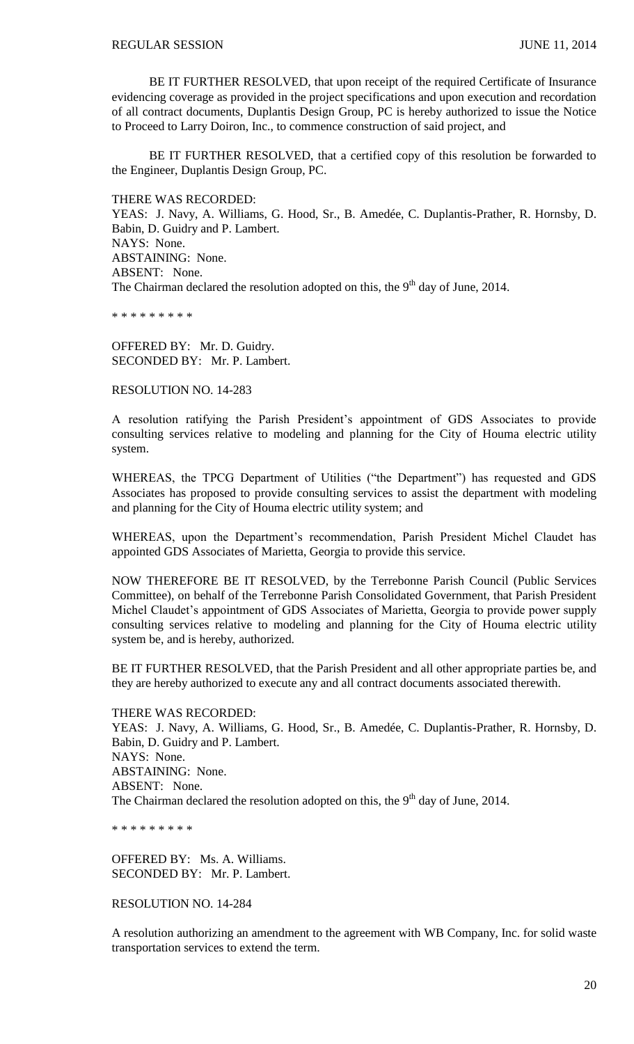BE IT FURTHER RESOLVED, that upon receipt of the required Certificate of Insurance evidencing coverage as provided in the project specifications and upon execution and recordation of all contract documents, Duplantis Design Group, PC is hereby authorized to issue the Notice to Proceed to Larry Doiron, Inc., to commence construction of said project, and

BE IT FURTHER RESOLVED, that a certified copy of this resolution be forwarded to the Engineer, Duplantis Design Group, PC.

THERE WAS RECORDED:
YEAS: J. Navy, A. Williams, G. Hood, Sr., B. Amedée, C. Duplantis-Prather, R. Hornsby, D. Babin, D. Guidry and P. Lambert.
NAYS: None.
ABSTAINING: None.
ABSENT: None.
The Chairman declared the resolution adopted on this, the 9th day of June, 2014.

* * * * * * * * *

OFFERED BY: Mr. D. Guidry.
SECONDED BY: Mr. P. Lambert.

RESOLUTION NO. 14-283

A resolution ratifying the Parish President's appointment of GDS Associates to provide consulting services relative to modeling and planning for the City of Houma electric utility system.

WHEREAS, the TPCG Department of Utilities ("the Department") has requested and GDS Associates has proposed to provide consulting services to assist the department with modeling and planning for the City of Houma electric utility system; and

WHEREAS, upon the Department's recommendation, Parish President Michel Claudet has appointed GDS Associates of Marietta, Georgia to provide this service.

NOW THEREFORE BE IT RESOLVED, by the Terrebonne Parish Council (Public Services Committee), on behalf of the Terrebonne Parish Consolidated Government, that Parish President Michel Claudet's appointment of GDS Associates of Marietta, Georgia to provide power supply consulting services relative to modeling and planning for the City of Houma electric utility system be, and is hereby, authorized.

BE IT FURTHER RESOLVED, that the Parish President and all other appropriate parties be, and they are hereby authorized to execute any and all contract documents associated therewith.

THERE WAS RECORDED:
YEAS: J. Navy, A. Williams, G. Hood, Sr., B. Amedée, C. Duplantis-Prather, R. Hornsby, D. Babin, D. Guidry and P. Lambert.
NAYS: None.
ABSTAINING: None.
ABSENT: None.
The Chairman declared the resolution adopted on this, the 9th day of June, 2014.

* * * * * * * * *

OFFERED BY: Ms. A. Williams.
SECONDED BY: Mr. P. Lambert.

RESOLUTION NO. 14-284

A resolution authorizing an amendment to the agreement with WB Company, Inc. for solid waste transportation services to extend the term.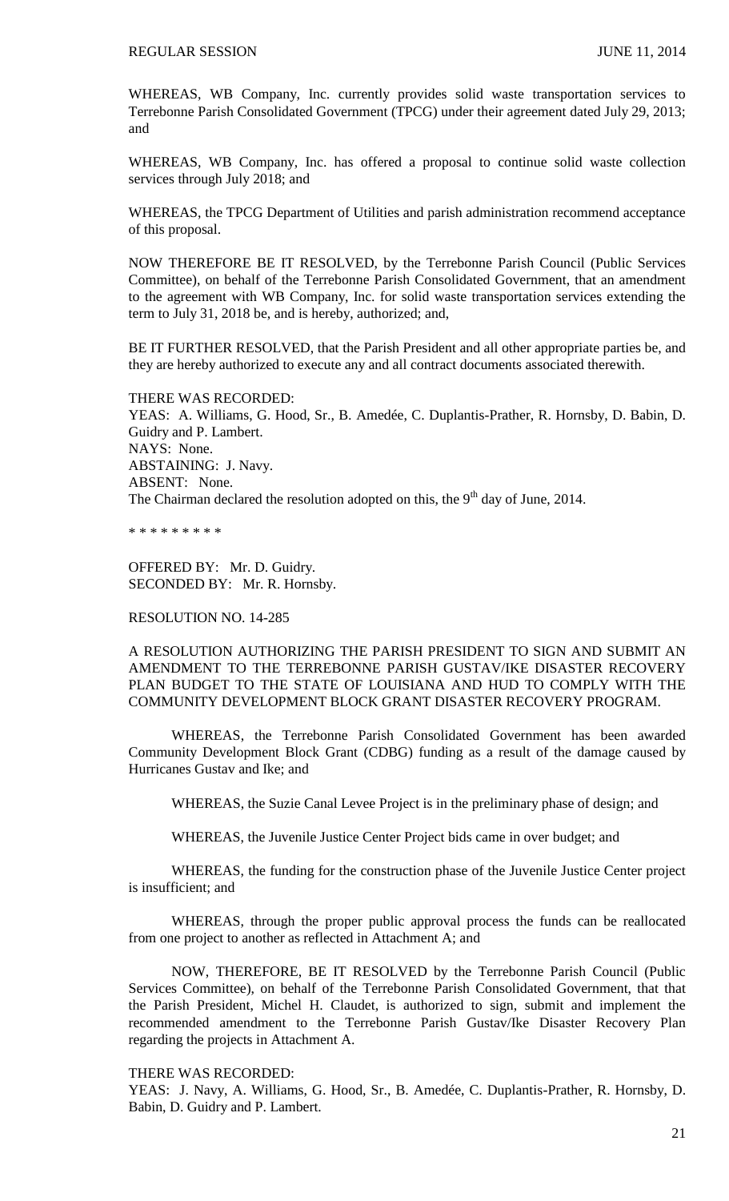WHEREAS, WB Company, Inc. currently provides solid waste transportation services to Terrebonne Parish Consolidated Government (TPCG) under their agreement dated July 29, 2013; and

WHEREAS, WB Company, Inc. has offered a proposal to continue solid waste collection services through July 2018; and

WHEREAS, the TPCG Department of Utilities and parish administration recommend acceptance of this proposal.

NOW THEREFORE BE IT RESOLVED, by the Terrebonne Parish Council (Public Services Committee), on behalf of the Terrebonne Parish Consolidated Government, that an amendment to the agreement with WB Company, Inc. for solid waste transportation services extending the term to July 31, 2018 be, and is hereby, authorized; and,

BE IT FURTHER RESOLVED, that the Parish President and all other appropriate parties be, and they are hereby authorized to execute any and all contract documents associated therewith.

THERE WAS RECORDED:
YEAS: A. Williams, G. Hood, Sr., B. Amedée, C. Duplantis-Prather, R. Hornsby, D. Babin, D. Guidry and P. Lambert.
NAYS: None.
ABSTAINING: J. Navy.
ABSENT: None.
The Chairman declared the resolution adopted on this, the 9th day of June, 2014.

\* \* \* \* \* \* \* \* \*

OFFERED BY: Mr. D. Guidry.
SECONDED BY: Mr. R. Hornsby.

RESOLUTION NO. 14-285

A RESOLUTION AUTHORIZING THE PARISH PRESIDENT TO SIGN AND SUBMIT AN AMENDMENT TO THE TERREBONNE PARISH GUSTAV/IKE DISASTER RECOVERY PLAN BUDGET TO THE STATE OF LOUISIANA AND HUD TO COMPLY WITH THE COMMUNITY DEVELOPMENT BLOCK GRANT DISASTER RECOVERY PROGRAM.

WHEREAS, the Terrebonne Parish Consolidated Government has been awarded Community Development Block Grant (CDBG) funding as a result of the damage caused by Hurricanes Gustav and Ike; and

WHEREAS, the Suzie Canal Levee Project is in the preliminary phase of design; and

WHEREAS, the Juvenile Justice Center Project bids came in over budget; and

WHEREAS, the funding for the construction phase of the Juvenile Justice Center project is insufficient; and

WHEREAS, through the proper public approval process the funds can be reallocated from one project to another as reflected in Attachment A; and

NOW, THEREFORE, BE IT RESOLVED by the Terrebonne Parish Council (Public Services Committee), on behalf of the Terrebonne Parish Consolidated Government, that that the Parish President, Michel H. Claudet, is authorized to sign, submit and implement the recommended amendment to the Terrebonne Parish Gustav/Ike Disaster Recovery Plan regarding the projects in Attachment A.

THERE WAS RECORDED:
YEAS: J. Navy, A. Williams, G. Hood, Sr., B. Amedée, C. Duplantis-Prather, R. Hornsby, D. Babin, D. Guidry and P. Lambert.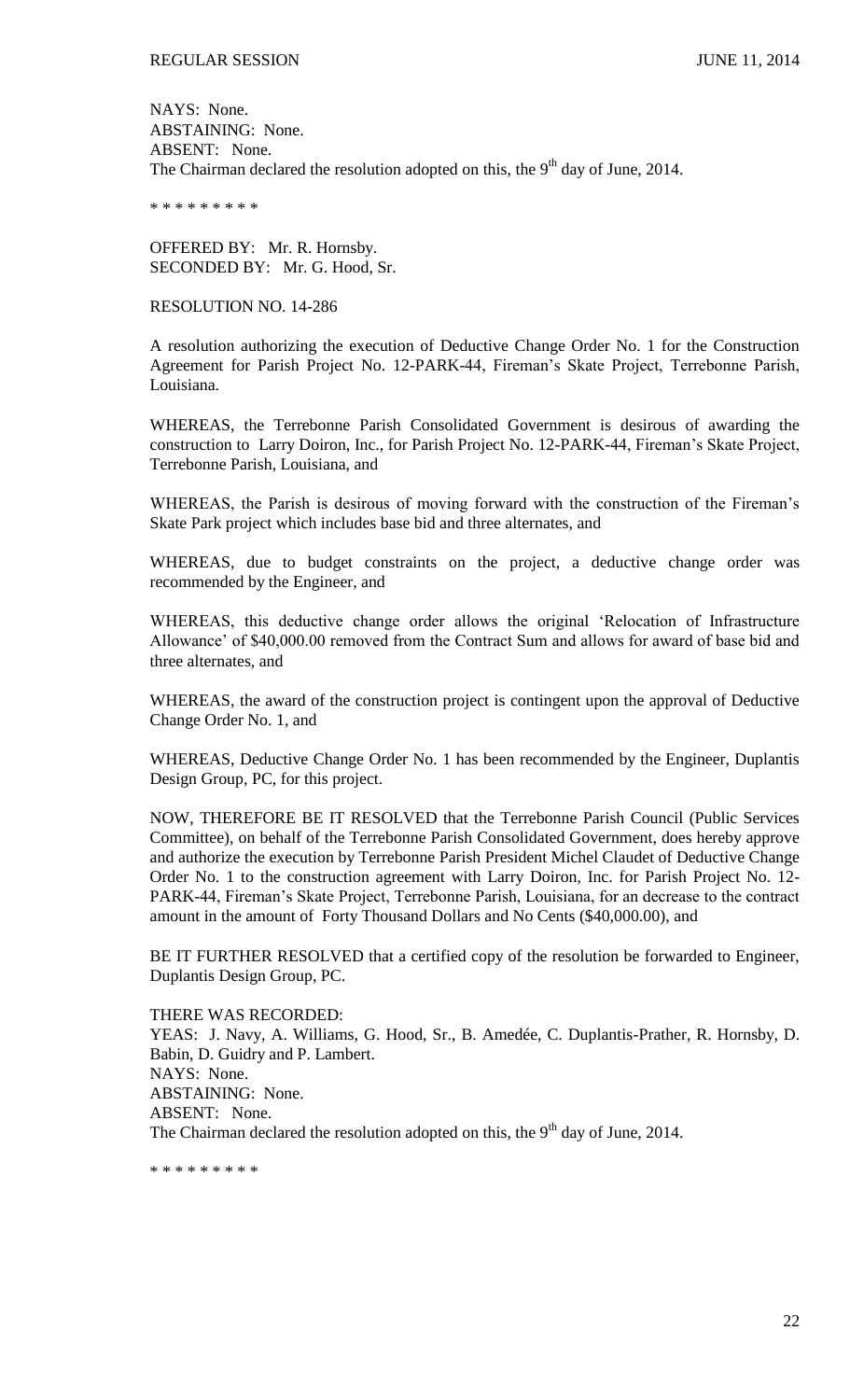NAYS: None.
ABSTAINING: None.
ABSENT: None.
The Chairman declared the resolution adopted on this, the 9th day of June, 2014.

\* \* \* \* \* \* \* \* \*

OFFERED BY: Mr. R. Hornsby.
SECONDED BY: Mr. G. Hood, Sr.

RESOLUTION NO. 14-286

A resolution authorizing the execution of Deductive Change Order No. 1 for the Construction Agreement for Parish Project No. 12-PARK-44, Fireman's Skate Project, Terrebonne Parish, Louisiana.

WHEREAS, the Terrebonne Parish Consolidated Government is desirous of awarding the construction to Larry Doiron, Inc., for Parish Project No. 12-PARK-44, Fireman's Skate Project, Terrebonne Parish, Louisiana, and

WHEREAS, the Parish is desirous of moving forward with the construction of the Fireman's Skate Park project which includes base bid and three alternates, and

WHEREAS, due to budget constraints on the project, a deductive change order was recommended by the Engineer, and

WHEREAS, this deductive change order allows the original 'Relocation of Infrastructure Allowance' of $40,000.00 removed from the Contract Sum and allows for award of base bid and three alternates, and

WHEREAS, the award of the construction project is contingent upon the approval of Deductive Change Order No. 1, and

WHEREAS, Deductive Change Order No. 1 has been recommended by the Engineer, Duplantis Design Group, PC, for this project.

NOW, THEREFORE BE IT RESOLVED that the Terrebonne Parish Council (Public Services Committee), on behalf of the Terrebonne Parish Consolidated Government, does hereby approve and authorize the execution by Terrebonne Parish President Michel Claudet of Deductive Change Order No. 1 to the construction agreement with Larry Doiron, Inc. for Parish Project No. 12-PARK-44, Fireman's Skate Project, Terrebonne Parish, Louisiana, for an decrease to the contract amount in the amount of Forty Thousand Dollars and No Cents ($40,000.00), and

BE IT FURTHER RESOLVED that a certified copy of the resolution be forwarded to Engineer, Duplantis Design Group, PC.

THERE WAS RECORDED:
YEAS: J. Navy, A. Williams, G. Hood, Sr., B. Amedée, C. Duplantis-Prather, R. Hornsby, D. Babin, D. Guidry and P. Lambert.
NAYS: None.
ABSTAINING: None.
ABSENT: None.
The Chairman declared the resolution adopted on this, the 9th day of June, 2014.

\* \* \* \* \* \* \* \* \*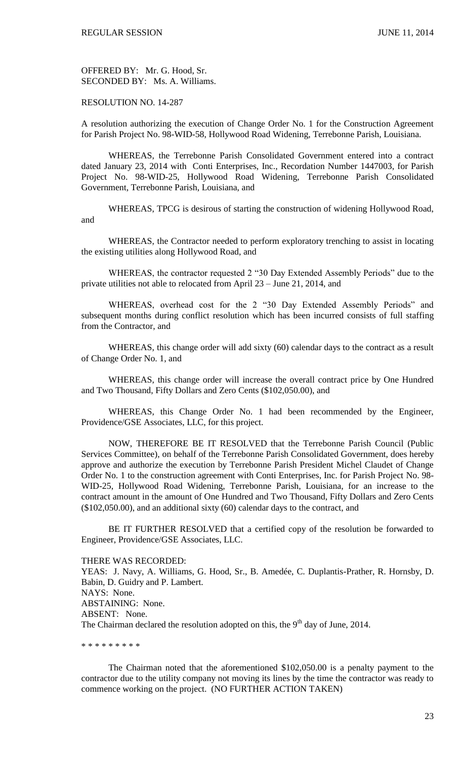OFFERED BY: Mr. G. Hood, Sr.
SECONDED BY: Ms. A. Williams.

RESOLUTION NO. 14-287

A resolution authorizing the execution of Change Order No. 1 for the Construction Agreement for Parish Project No. 98-WID-58, Hollywood Road Widening, Terrebonne Parish, Louisiana.

WHEREAS, the Terrebonne Parish Consolidated Government entered into a contract dated January 23, 2014 with Conti Enterprises, Inc., Recordation Number 1447003, for Parish Project No. 98-WID-25, Hollywood Road Widening, Terrebonne Parish Consolidated Government, Terrebonne Parish, Louisiana, and

WHEREAS, TPCG is desirous of starting the construction of widening Hollywood Road, and

WHEREAS, the Contractor needed to perform exploratory trenching to assist in locating the existing utilities along Hollywood Road, and

WHEREAS, the contractor requested 2 "30 Day Extended Assembly Periods" due to the private utilities not able to relocated from April 23 – June 21, 2014, and

WHEREAS, overhead cost for the 2 "30 Day Extended Assembly Periods" and subsequent months during conflict resolution which has been incurred consists of full staffing from the Contractor, and

WHEREAS, this change order will add sixty (60) calendar days to the contract as a result of Change Order No. 1, and

WHEREAS, this change order will increase the overall contract price by One Hundred and Two Thousand, Fifty Dollars and Zero Cents ($102,050.00), and

WHEREAS, this Change Order No. 1 had been recommended by the Engineer, Providence/GSE Associates, LLC, for this project.

NOW, THEREFORE BE IT RESOLVED that the Terrebonne Parish Council (Public Services Committee), on behalf of the Terrebonne Parish Consolidated Government, does hereby approve and authorize the execution by Terrebonne Parish President Michel Claudet of Change Order No. 1 to the construction agreement with Conti Enterprises, Inc. for Parish Project No. 98-WID-25, Hollywood Road Widening, Terrebonne Parish, Louisiana, for an increase to the contract amount in the amount of One Hundred and Two Thousand, Fifty Dollars and Zero Cents ($102,050.00), and an additional sixty (60) calendar days to the contract, and

BE IT FURTHER RESOLVED that a certified copy of the resolution be forwarded to Engineer, Providence/GSE Associates, LLC.

THERE WAS RECORDED:
YEAS: J. Navy, A. Williams, G. Hood, Sr., B. Amedée, C. Duplantis-Prather, R. Hornsby, D. Babin, D. Guidry and P. Lambert.
NAYS: None.
ABSTAINING: None.
ABSENT: None.
The Chairman declared the resolution adopted on this, the 9th day of June, 2014.

\* \* \* \* \* \* \* \* \*

The Chairman noted that the aforementioned $102,050.00 is a penalty payment to the contractor due to the utility company not moving its lines by the time the contractor was ready to commence working on the project. (NO FURTHER ACTION TAKEN)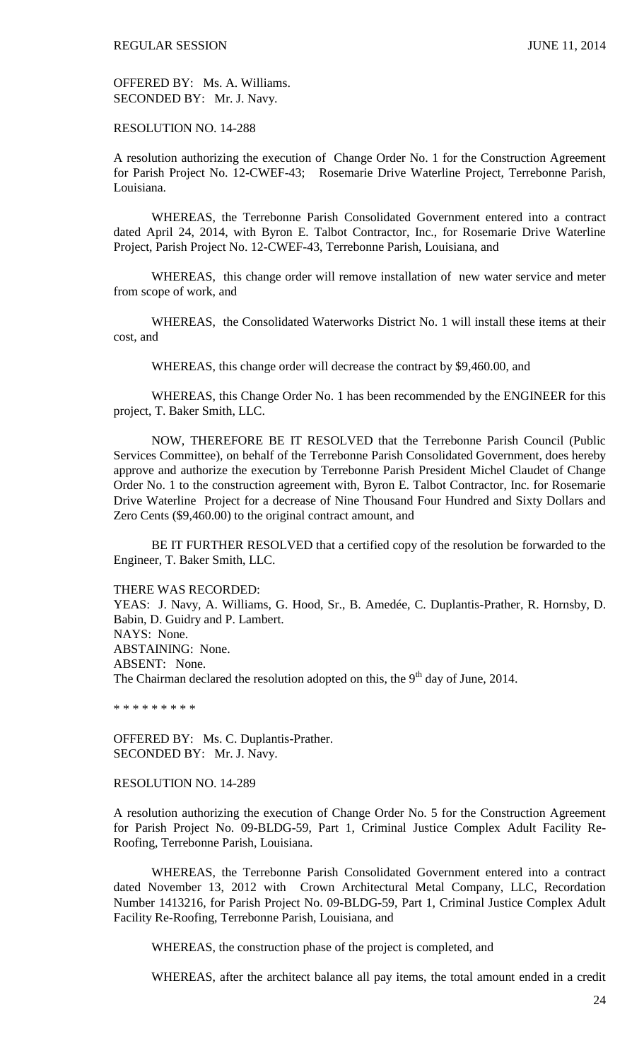OFFERED BY: Ms. A. Williams.
SECONDED BY: Mr. J. Navy.

RESOLUTION NO. 14-288

A resolution authorizing the execution of Change Order No. 1 for the Construction Agreement for Parish Project No. 12-CWEF-43; Rosemarie Drive Waterline Project, Terrebonne Parish, Louisiana.

WHEREAS, the Terrebonne Parish Consolidated Government entered into a contract dated April 24, 2014, with Byron E. Talbot Contractor, Inc., for Rosemarie Drive Waterline Project, Parish Project No. 12-CWEF-43, Terrebonne Parish, Louisiana, and

WHEREAS, this change order will remove installation of new water service and meter from scope of work, and

WHEREAS, the Consolidated Waterworks District No. 1 will install these items at their cost, and

WHEREAS, this change order will decrease the contract by $9,460.00, and

WHEREAS, this Change Order No. 1 has been recommended by the ENGINEER for this project, T. Baker Smith, LLC.

NOW, THEREFORE BE IT RESOLVED that the Terrebonne Parish Council (Public Services Committee), on behalf of the Terrebonne Parish Consolidated Government, does hereby approve and authorize the execution by Terrebonne Parish President Michel Claudet of Change Order No. 1 to the construction agreement with, Byron E. Talbot Contractor, Inc. for Rosemarie Drive Waterline Project for a decrease of Nine Thousand Four Hundred and Sixty Dollars and Zero Cents ($9,460.00) to the original contract amount, and

BE IT FURTHER RESOLVED that a certified copy of the resolution be forwarded to the Engineer, T. Baker Smith, LLC.

THERE WAS RECORDED:
YEAS: J. Navy, A. Williams, G. Hood, Sr., B. Amedée, C. Duplantis-Prather, R. Hornsby, D. Babin, D. Guidry and P. Lambert.
NAYS: None.
ABSTAINING: None.
ABSENT: None.
The Chairman declared the resolution adopted on this, the 9th day of June, 2014.

\* \* \* \* \* \* \* \* \*

OFFERED BY: Ms. C. Duplantis-Prather.
SECONDED BY: Mr. J. Navy.

RESOLUTION NO. 14-289

A resolution authorizing the execution of Change Order No. 5 for the Construction Agreement for Parish Project No. 09-BLDG-59, Part 1, Criminal Justice Complex Adult Facility Re-Roofing, Terrebonne Parish, Louisiana.

WHEREAS, the Terrebonne Parish Consolidated Government entered into a contract dated November 13, 2012 with Crown Architectural Metal Company, LLC, Recordation Number 1413216, for Parish Project No. 09-BLDG-59, Part 1, Criminal Justice Complex Adult Facility Re-Roofing, Terrebonne Parish, Louisiana, and

WHEREAS, the construction phase of the project is completed, and

WHEREAS, after the architect balance all pay items, the total amount ended in a credit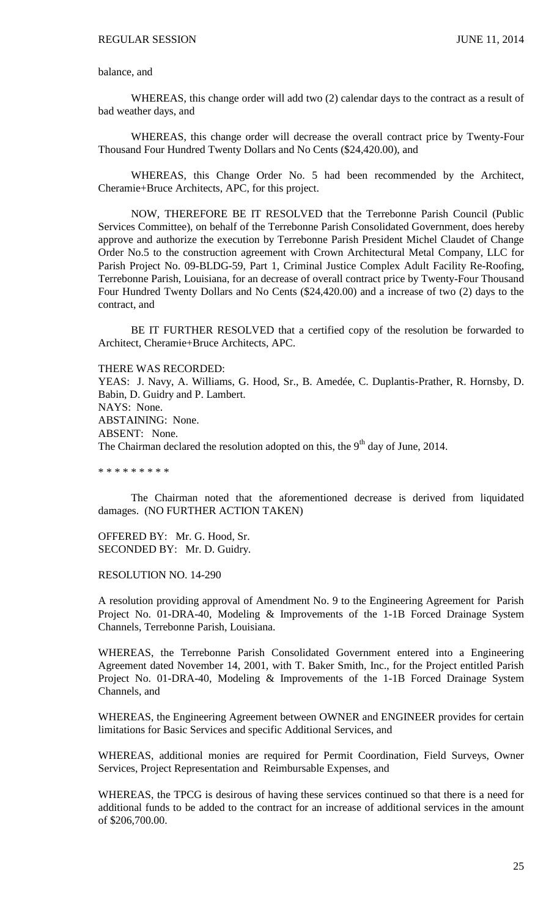balance, and

WHEREAS, this change order will add two (2) calendar days to the contract as a result of bad weather days, and

WHEREAS, this change order will decrease the overall contract price by Twenty-Four Thousand Four Hundred Twenty Dollars and No Cents ($24,420.00), and

WHEREAS, this Change Order No. 5 had been recommended by the Architect, Cheramie+Bruce Architects, APC, for this project.

NOW, THEREFORE BE IT RESOLVED that the Terrebonne Parish Council (Public Services Committee), on behalf of the Terrebonne Parish Consolidated Government, does hereby approve and authorize the execution by Terrebonne Parish President Michel Claudet of Change Order No.5 to the construction agreement with Crown Architectural Metal Company, LLC for Parish Project No. 09-BLDG-59, Part 1, Criminal Justice Complex Adult Facility Re-Roofing, Terrebonne Parish, Louisiana, for an decrease of overall contract price by Twenty-Four Thousand Four Hundred Twenty Dollars and No Cents ($24,420.00) and a increase of two (2) days to the contract, and

BE IT FURTHER RESOLVED that a certified copy of the resolution be forwarded to Architect, Cheramie+Bruce Architects, APC.

THERE WAS RECORDED:
YEAS: J. Navy, A. Williams, G. Hood, Sr., B. Amedée, C. Duplantis-Prather, R. Hornsby, D. Babin, D. Guidry and P. Lambert.
NAYS: None.
ABSTAINING: None.
ABSENT: None.
The Chairman declared the resolution adopted on this, the 9th day of June, 2014.

\* \* \* \* \* \* \* \* \*

The Chairman noted that the aforementioned decrease is derived from liquidated damages. (NO FURTHER ACTION TAKEN)

OFFERED BY: Mr. G. Hood, Sr.
SECONDED BY: Mr. D. Guidry.

RESOLUTION NO. 14-290

A resolution providing approval of Amendment No. 9 to the Engineering Agreement for Parish Project No. 01-DRA-40, Modeling & Improvements of the 1-1B Forced Drainage System Channels, Terrebonne Parish, Louisiana.

WHEREAS, the Terrebonne Parish Consolidated Government entered into a Engineering Agreement dated November 14, 2001, with T. Baker Smith, Inc., for the Project entitled Parish Project No. 01-DRA-40, Modeling & Improvements of the 1-1B Forced Drainage System Channels, and

WHEREAS, the Engineering Agreement between OWNER and ENGINEER provides for certain limitations for Basic Services and specific Additional Services, and

WHEREAS, additional monies are required for Permit Coordination, Field Surveys, Owner Services, Project Representation and Reimbursable Expenses, and

WHEREAS, the TPCG is desirous of having these services continued so that there is a need for additional funds to be added to the contract for an increase of additional services in the amount of $206,700.00.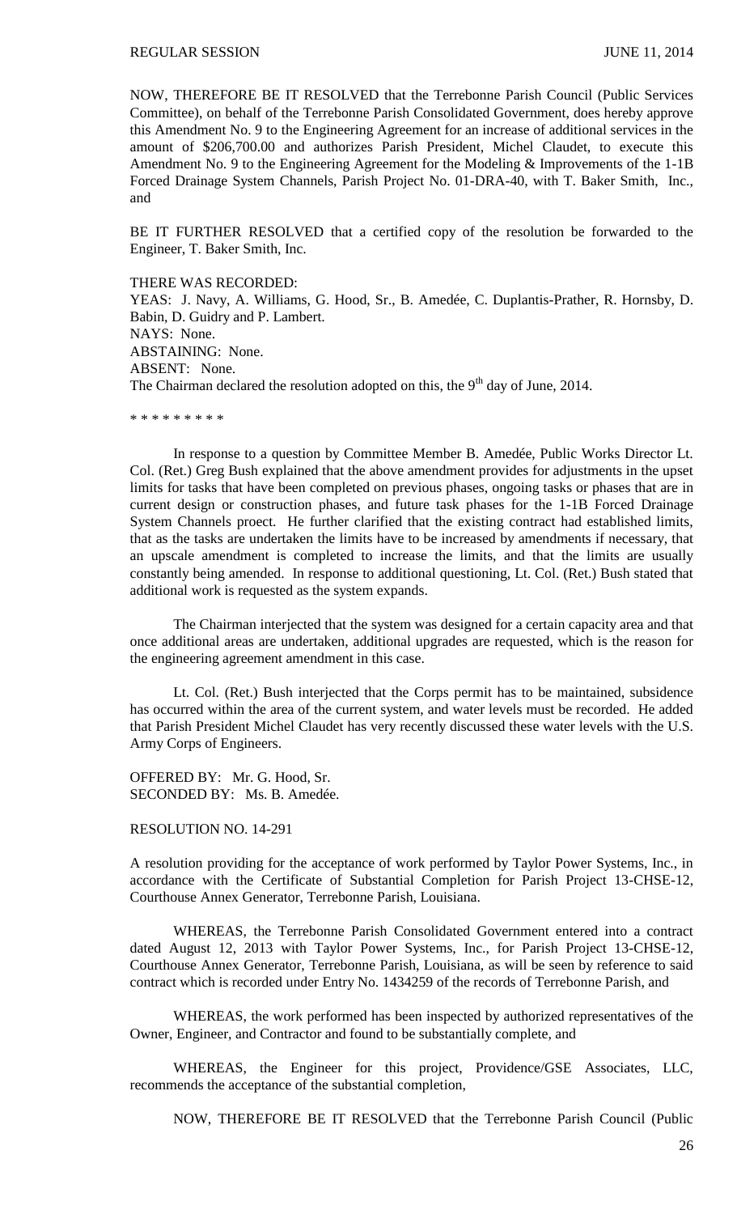NOW, THEREFORE BE IT RESOLVED that the Terrebonne Parish Council (Public Services Committee), on behalf of the Terrebonne Parish Consolidated Government, does hereby approve this Amendment No. 9 to the Engineering Agreement for an increase of additional services in the amount of $206,700.00 and authorizes Parish President, Michel Claudet, to execute this Amendment No. 9 to the Engineering Agreement for the Modeling & Improvements of the 1-1B Forced Drainage System Channels, Parish Project No. 01-DRA-40, with T. Baker Smith, Inc., and

BE IT FURTHER RESOLVED that a certified copy of the resolution be forwarded to the Engineer, T. Baker Smith, Inc.

THERE WAS RECORDED:
YEAS: J. Navy, A. Williams, G. Hood, Sr., B. Amedée, C. Duplantis-Prather, R. Hornsby, D. Babin, D. Guidry and P. Lambert.
NAYS: None.
ABSTAINING: None.
ABSENT: None.
The Chairman declared the resolution adopted on this, the 9th day of June, 2014.

\* \* \* \* \* \* \* \* \*

In response to a question by Committee Member B. Amedée, Public Works Director Lt. Col. (Ret.) Greg Bush explained that the above amendment provides for adjustments in the upset limits for tasks that have been completed on previous phases, ongoing tasks or phases that are in current design or construction phases, and future task phases for the 1-1B Forced Drainage System Channels proect. He further clarified that the existing contract had established limits, that as the tasks are undertaken the limits have to be increased by amendments if necessary, that an upscale amendment is completed to increase the limits, and that the limits are usually constantly being amended. In response to additional questioning, Lt. Col. (Ret.) Bush stated that additional work is requested as the system expands.

The Chairman interjected that the system was designed for a certain capacity area and that once additional areas are undertaken, additional upgrades are requested, which is the reason for the engineering agreement amendment in this case.

Lt. Col. (Ret.) Bush interjected that the Corps permit has to be maintained, subsidence has occurred within the area of the current system, and water levels must be recorded. He added that Parish President Michel Claudet has very recently discussed these water levels with the U.S. Army Corps of Engineers.

OFFERED BY: Mr. G. Hood, Sr.
SECONDED BY: Ms. B. Amedée.

RESOLUTION NO. 14-291

A resolution providing for the acceptance of work performed by Taylor Power Systems, Inc., in accordance with the Certificate of Substantial Completion for Parish Project 13-CHSE-12, Courthouse Annex Generator, Terrebonne Parish, Louisiana.

WHEREAS, the Terrebonne Parish Consolidated Government entered into a contract dated August 12, 2013 with Taylor Power Systems, Inc., for Parish Project 13-CHSE-12, Courthouse Annex Generator, Terrebonne Parish, Louisiana, as will be seen by reference to said contract which is recorded under Entry No. 1434259 of the records of Terrebonne Parish, and

WHEREAS, the work performed has been inspected by authorized representatives of the Owner, Engineer, and Contractor and found to be substantially complete, and

WHEREAS, the Engineer for this project, Providence/GSE Associates, LLC, recommends the acceptance of the substantial completion,

NOW, THEREFORE BE IT RESOLVED that the Terrebonne Parish Council (Public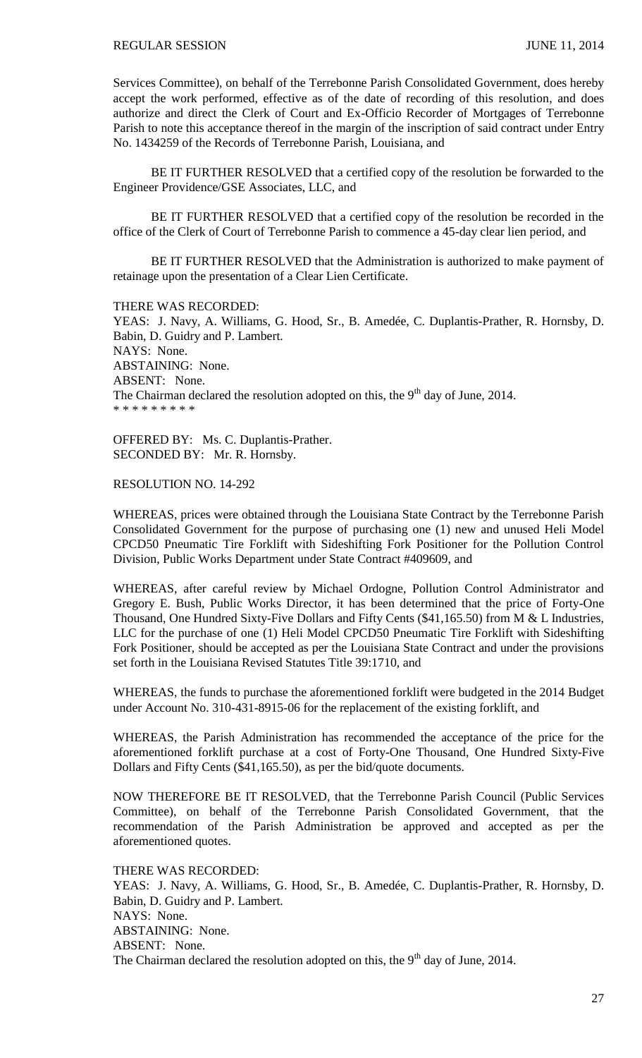Services Committee), on behalf of the Terrebonne Parish Consolidated Government, does hereby accept the work performed, effective as of the date of recording of this resolution, and does authorize and direct the Clerk of Court and Ex-Officio Recorder of Mortgages of Terrebonne Parish to note this acceptance thereof in the margin of the inscription of said contract under Entry No. 1434259 of the Records of Terrebonne Parish, Louisiana, and

BE IT FURTHER RESOLVED that a certified copy of the resolution be forwarded to the Engineer Providence/GSE Associates, LLC, and

BE IT FURTHER RESOLVED that a certified copy of the resolution be recorded in the office of the Clerk of Court of Terrebonne Parish to commence a 45-day clear lien period, and

BE IT FURTHER RESOLVED that the Administration is authorized to make payment of retainage upon the presentation of a Clear Lien Certificate.

THERE WAS RECORDED:
YEAS: J. Navy, A. Williams, G. Hood, Sr., B. Amedée, C. Duplantis-Prather, R. Hornsby, D. Babin, D. Guidry and P. Lambert.
NAYS: None.
ABSTAINING: None.
ABSENT: None.
The Chairman declared the resolution adopted on this, the 9th day of June, 2014.
* * * * * * * * *

OFFERED BY: Ms. C. Duplantis-Prather.
SECONDED BY: Mr. R. Hornsby.

RESOLUTION NO. 14-292

WHEREAS, prices were obtained through the Louisiana State Contract by the Terrebonne Parish Consolidated Government for the purpose of purchasing one (1) new and unused Heli Model CPCD50 Pneumatic Tire Forklift with Sideshifting Fork Positioner for the Pollution Control Division, Public Works Department under State Contract #409609, and

WHEREAS, after careful review by Michael Ordogne, Pollution Control Administrator and Gregory E. Bush, Public Works Director, it has been determined that the price of Forty-One Thousand, One Hundred Sixty-Five Dollars and Fifty Cents ($41,165.50) from M & L Industries, LLC for the purchase of one (1) Heli Model CPCD50 Pneumatic Tire Forklift with Sideshifting Fork Positioner, should be accepted as per the Louisiana State Contract and under the provisions set forth in the Louisiana Revised Statutes Title 39:1710, and

WHEREAS, the funds to purchase the aforementioned forklift were budgeted in the 2014 Budget under Account No. 310-431-8915-06 for the replacement of the existing forklift, and

WHEREAS, the Parish Administration has recommended the acceptance of the price for the aforementioned forklift purchase at a cost of Forty-One Thousand, One Hundred Sixty-Five Dollars and Fifty Cents ($41,165.50), as per the bid/quote documents.

NOW THEREFORE BE IT RESOLVED, that the Terrebonne Parish Council (Public Services Committee), on behalf of the Terrebonne Parish Consolidated Government, that the recommendation of the Parish Administration be approved and accepted as per the aforementioned quotes.

THERE WAS RECORDED:
YEAS: J. Navy, A. Williams, G. Hood, Sr., B. Amedée, C. Duplantis-Prather, R. Hornsby, D. Babin, D. Guidry and P. Lambert.
NAYS: None.
ABSTAINING: None.
ABSENT: None.
The Chairman declared the resolution adopted on this, the 9th day of June, 2014.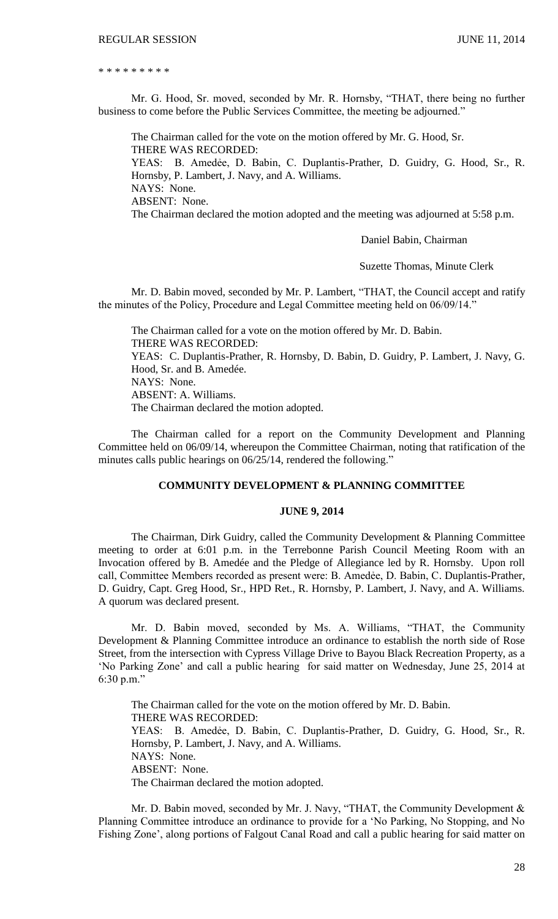* * * * * * * * *

Mr. G. Hood, Sr. moved, seconded by Mr. R. Hornsby, "THAT, there being no further business to come before the Public Services Committee, the meeting be adjourned."

The Chairman called for the vote on the motion offered by Mr. G. Hood, Sr.
THERE WAS RECORDED:
YEAS: B. Amedèe, D. Babin, C. Duplantis-Prather, D. Guidry, G. Hood, Sr., R. Hornsby, P. Lambert, J. Navy, and A. Williams.
NAYS: None.
ABSENT: None.
The Chairman declared the motion adopted and the meeting was adjourned at 5:58 p.m.

Daniel Babin, Chairman

Suzette Thomas, Minute Clerk

Mr. D. Babin moved, seconded by Mr. P. Lambert, "THAT, the Council accept and ratify the minutes of the Policy, Procedure and Legal Committee meeting held on 06/09/14."

The Chairman called for a vote on the motion offered by Mr. D. Babin.
THERE WAS RECORDED:
YEAS: C. Duplantis-Prather, R. Hornsby, D. Babin, D. Guidry, P. Lambert, J. Navy, G. Hood, Sr. and B. Amedée.
NAYS: None.
ABSENT: A. Williams.
The Chairman declared the motion adopted.

The Chairman called for a report on the Community Development and Planning Committee held on 06/09/14, whereupon the Committee Chairman, noting that ratification of the minutes calls public hearings on 06/25/14, rendered the following."

**COMMUNITY DEVELOPMENT & PLANNING COMMITTEE**

**JUNE 9, 2014**

The Chairman, Dirk Guidry, called the Community Development & Planning Committee meeting to order at 6:01 p.m. in the Terrebonne Parish Council Meeting Room with an Invocation offered by B. Amedée and the Pledge of Allegiance led by R. Hornsby. Upon roll call, Committee Members recorded as present were: B. Amedèe, D. Babin, C. Duplantis-Prather, D. Guidry, Capt. Greg Hood, Sr., HPD Ret., R. Hornsby, P. Lambert, J. Navy, and A. Williams. A quorum was declared present.

Mr. D. Babin moved, seconded by Ms. A. Williams, "THAT, the Community Development & Planning Committee introduce an ordinance to establish the north side of Rose Street, from the intersection with Cypress Village Drive to Bayou Black Recreation Property, as a 'No Parking Zone' and call a public hearing for said matter on Wednesday, June 25, 2014 at 6:30 p.m."

The Chairman called for the vote on the motion offered by Mr. D. Babin.
THERE WAS RECORDED:
YEAS: B. Amedèe, D. Babin, C. Duplantis-Prather, D. Guidry, G. Hood, Sr., R. Hornsby, P. Lambert, J. Navy, and A. Williams.
NAYS: None.
ABSENT: None.
The Chairman declared the motion adopted.

Mr. D. Babin moved, seconded by Mr. J. Navy, "THAT, the Community Development & Planning Committee introduce an ordinance to provide for a 'No Parking, No Stopping, and No Fishing Zone', along portions of Falgout Canal Road and call a public hearing for said matter on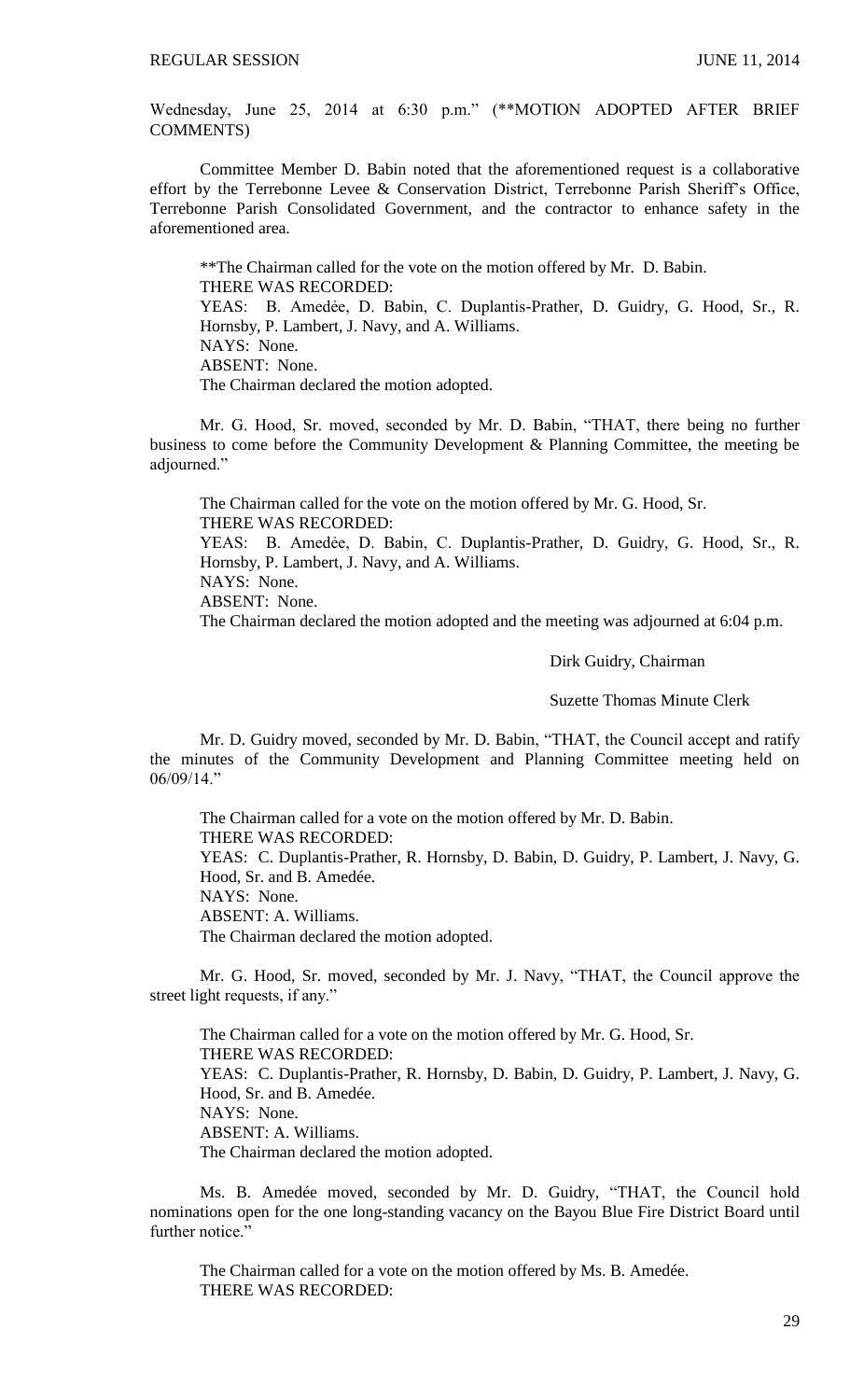Wednesday, June 25, 2014 at 6:30 p.m." (**MOTION ADOPTED AFTER BRIEF COMMENTS)

Committee Member D. Babin noted that the aforementioned request is a collaborative effort by the Terrebonne Levee & Conservation District, Terrebonne Parish Sheriff's Office, Terrebonne Parish Consolidated Government, and the contractor to enhance safety in the aforementioned area.

**The Chairman called for the vote on the motion offered by Mr. D. Babin.
THERE WAS RECORDED:
YEAS: B. Amedėe, D. Babin, C. Duplantis-Prather, D. Guidry, G. Hood, Sr., R. Hornsby, P. Lambert, J. Navy, and A. Williams.
NAYS: None.
ABSENT: None.
The Chairman declared the motion adopted.

Mr. G. Hood, Sr. moved, seconded by Mr. D. Babin, "THAT, there being no further business to come before the Community Development & Planning Committee, the meeting be adjourned."

The Chairman called for the vote on the motion offered by Mr. G. Hood, Sr.
THERE WAS RECORDED:
YEAS: B. Amedėe, D. Babin, C. Duplantis-Prather, D. Guidry, G. Hood, Sr., R. Hornsby, P. Lambert, J. Navy, and A. Williams.
NAYS: None.
ABSENT: None.
The Chairman declared the motion adopted and the meeting was adjourned at 6:04 p.m.

Dirk Guidry, Chairman

Suzette Thomas Minute Clerk

Mr. D. Guidry moved, seconded by Mr. D. Babin, "THAT, the Council accept and ratify the minutes of the Community Development and Planning Committee meeting held on 06/09/14."

The Chairman called for a vote on the motion offered by Mr. D. Babin.
THERE WAS RECORDED:
YEAS: C. Duplantis-Prather, R. Hornsby, D. Babin, D. Guidry, P. Lambert, J. Navy, G. Hood, Sr. and B. Amedée.
NAYS: None.
ABSENT: A. Williams.
The Chairman declared the motion adopted.

Mr. G. Hood, Sr. moved, seconded by Mr. J. Navy, "THAT, the Council approve the street light requests, if any."

The Chairman called for a vote on the motion offered by Mr. G. Hood, Sr.
THERE WAS RECORDED:
YEAS: C. Duplantis-Prather, R. Hornsby, D. Babin, D. Guidry, P. Lambert, J. Navy, G. Hood, Sr. and B. Amedée.
NAYS: None.
ABSENT: A. Williams.
The Chairman declared the motion adopted.

Ms. B. Amedée moved, seconded by Mr. D. Guidry, "THAT, the Council hold nominations open for the one long-standing vacancy on the Bayou Blue Fire District Board until further notice."

The Chairman called for a vote on the motion offered by Ms. B. Amedée.
THERE WAS RECORDED: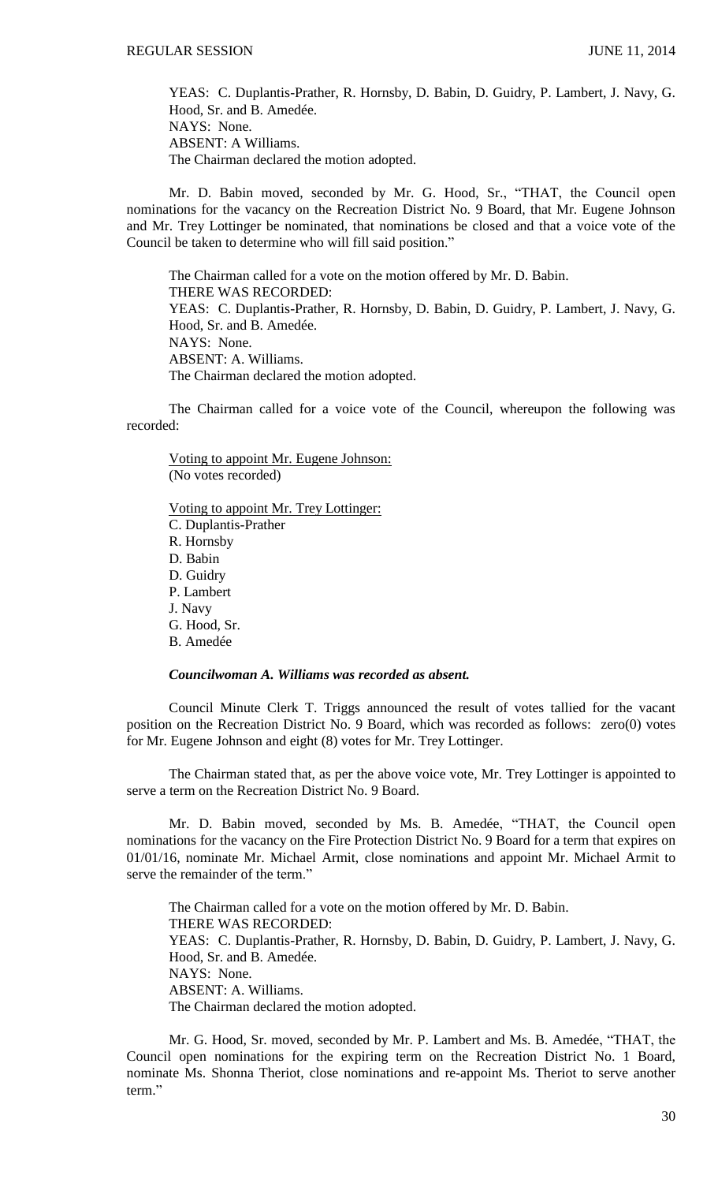YEAS: C. Duplantis-Prather, R. Hornsby, D. Babin, D. Guidry, P. Lambert, J. Navy, G. Hood, Sr. and B. Amedée.
NAYS: None.
ABSENT: A Williams.
The Chairman declared the motion adopted.

Mr. D. Babin moved, seconded by Mr. G. Hood, Sr., "THAT, the Council open nominations for the vacancy on the Recreation District No. 9 Board, that Mr. Eugene Johnson and Mr. Trey Lottinger be nominated, that nominations be closed and that a voice vote of the Council be taken to determine who will fill said position."

The Chairman called for a vote on the motion offered by Mr. D. Babin.
THERE WAS RECORDED:
YEAS: C. Duplantis-Prather, R. Hornsby, D. Babin, D. Guidry, P. Lambert, J. Navy, G. Hood, Sr. and B. Amedée.
NAYS: None.
ABSENT: A. Williams.
The Chairman declared the motion adopted.

The Chairman called for a voice vote of the Council, whereupon the following was recorded:

Voting to appoint Mr. Eugene Johnson:
(No votes recorded)

Voting to appoint Mr. Trey Lottinger:
C. Duplantis-Prather
R. Hornsby
D. Babin
D. Guidry
P. Lambert
J. Navy
G. Hood, Sr.
B. Amedée

***Councilwoman A. Williams was recorded as absent.***

Council Minute Clerk T. Triggs announced the result of votes tallied for the vacant position on the Recreation District No. 9 Board, which was recorded as follows: zero(0) votes for Mr. Eugene Johnson and eight (8) votes for Mr. Trey Lottinger.

The Chairman stated that, as per the above voice vote, Mr. Trey Lottinger is appointed to serve a term on the Recreation District No. 9 Board.

Mr. D. Babin moved, seconded by Ms. B. Amedée, "THAT, the Council open nominations for the vacancy on the Fire Protection District No. 9 Board for a term that expires on 01/01/16, nominate Mr. Michael Armit, close nominations and appoint Mr. Michael Armit to serve the remainder of the term."

The Chairman called for a vote on the motion offered by Mr. D. Babin.
THERE WAS RECORDED:
YEAS: C. Duplantis-Prather, R. Hornsby, D. Babin, D. Guidry, P. Lambert, J. Navy, G. Hood, Sr. and B. Amedée.
NAYS: None.
ABSENT: A. Williams.
The Chairman declared the motion adopted.

Mr. G. Hood, Sr. moved, seconded by Mr. P. Lambert and Ms. B. Amedée, "THAT, the Council open nominations for the expiring term on the Recreation District No. 1 Board, nominate Ms. Shonna Theriot, close nominations and re-appoint Ms. Theriot to serve another term."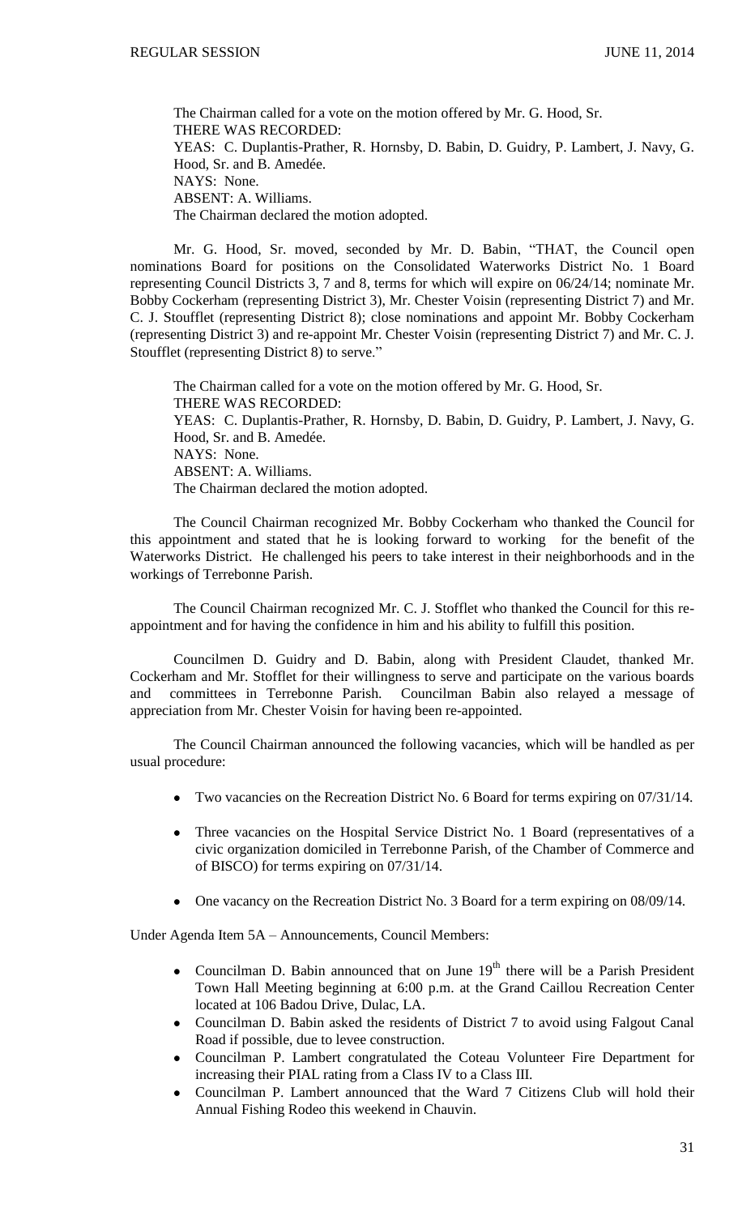The Chairman called for a vote on the motion offered by Mr. G. Hood, Sr.
THERE WAS RECORDED:
YEAS: C. Duplantis-Prather, R. Hornsby, D. Babin, D. Guidry, P. Lambert, J. Navy, G. Hood, Sr. and B. Amedée.
NAYS: None.
ABSENT: A. Williams.
The Chairman declared the motion adopted.

Mr. G. Hood, Sr. moved, seconded by Mr. D. Babin, "THAT, the Council open nominations Board for positions on the Consolidated Waterworks District No. 1 Board representing Council Districts 3, 7 and 8, terms for which will expire on 06/24/14; nominate Mr. Bobby Cockerham (representing District 3), Mr. Chester Voisin (representing District 7) and Mr. C. J. Stoufflet (representing District 8); close nominations and appoint Mr. Bobby Cockerham (representing District 3) and re-appoint Mr. Chester Voisin (representing District 7) and Mr. C. J. Stoufflet (representing District 8) to serve."

The Chairman called for a vote on the motion offered by Mr. G. Hood, Sr.
THERE WAS RECORDED:
YEAS: C. Duplantis-Prather, R. Hornsby, D. Babin, D. Guidry, P. Lambert, J. Navy, G. Hood, Sr. and B. Amedée.
NAYS: None.
ABSENT: A. Williams.
The Chairman declared the motion adopted.

The Council Chairman recognized Mr. Bobby Cockerham who thanked the Council for this appointment and stated that he is looking forward to working for the benefit of the Waterworks District. He challenged his peers to take interest in their neighborhoods and in the workings of Terrebonne Parish.

The Council Chairman recognized Mr. C. J. Stofflet who thanked the Council for this re-appointment and for having the confidence in him and his ability to fulfill this position.

Councilmen D. Guidry and D. Babin, along with President Claudet, thanked Mr. Cockerham and Mr. Stofflet for their willingness to serve and participate on the various boards and committees in Terrebonne Parish. Councilman Babin also relayed a message of appreciation from Mr. Chester Voisin for having been re-appointed.

The Council Chairman announced the following vacancies, which will be handled as per usual procedure:

- Two vacancies on the Recreation District No. 6 Board for terms expiring on 07/31/14.
- Three vacancies on the Hospital Service District No. 1 Board (representatives of a civic organization domiciled in Terrebonne Parish, of the Chamber of Commerce and of BISCO) for terms expiring on 07/31/14.
- One vacancy on the Recreation District No. 3 Board for a term expiring on 08/09/14.

Under Agenda Item 5A – Announcements, Council Members:

- Councilman D. Babin announced that on June 19th there will be a Parish President Town Hall Meeting beginning at 6:00 p.m. at the Grand Caillou Recreation Center located at 106 Badou Drive, Dulac, LA.
- Councilman D. Babin asked the residents of District 7 to avoid using Falgout Canal Road if possible, due to levee construction.
- Councilman P. Lambert congratulated the Coteau Volunteer Fire Department for increasing their PIAL rating from a Class IV to a Class III.
- Councilman P. Lambert announced that the Ward 7 Citizens Club will hold their Annual Fishing Rodeo this weekend in Chauvin.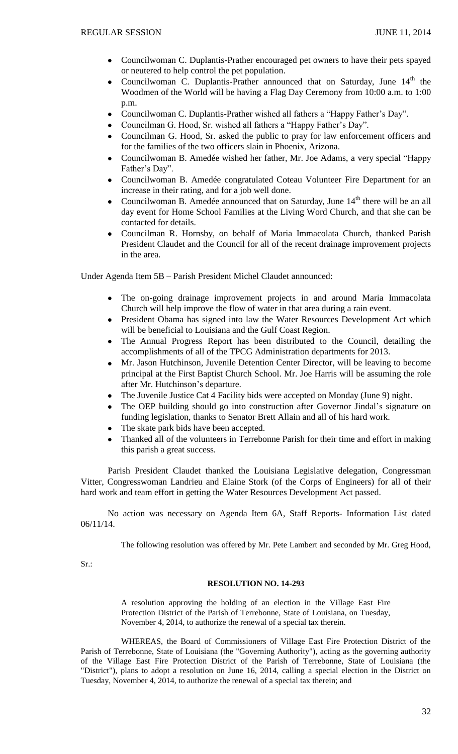- Councilwoman C. Duplantis-Prather encouraged pet owners to have their pets spayed or neutered to help control the pet population.
- Councilwoman C. Duplantis-Prather announced that on Saturday, June 14th the Woodmen of the World will be having a Flag Day Ceremony from 10:00 a.m. to 1:00 p.m.
- Councilwoman C. Duplantis-Prather wished all fathers a "Happy Father's Day".
- Councilman G. Hood, Sr. wished all fathers a "Happy Father's Day".
- Councilman G. Hood, Sr. asked the public to pray for law enforcement officers and for the families of the two officers slain in Phoenix, Arizona.
- Councilwoman B. Amedée wished her father, Mr. Joe Adams, a very special "Happy Father's Day".
- Councilwoman B. Amedée congratulated Coteau Volunteer Fire Department for an increase in their rating, and for a job well done.
- Councilwoman B. Amedée announced that on Saturday, June 14th there will be an all day event for Home School Families at the Living Word Church, and that she can be contacted for details.
- Councilman R. Hornsby, on behalf of Maria Immacolata Church, thanked Parish President Claudet and the Council for all of the recent drainage improvement projects in the area.

Under Agenda Item 5B – Parish President Michel Claudet announced:

- The on-going drainage improvement projects in and around Maria Immacolata Church will help improve the flow of water in that area during a rain event.
- President Obama has signed into law the Water Resources Development Act which will be beneficial to Louisiana and the Gulf Coast Region.
- The Annual Progress Report has been distributed to the Council, detailing the accomplishments of all of the TPCG Administration departments for 2013.
- Mr. Jason Hutchinson, Juvenile Detention Center Director, will be leaving to become principal at the First Baptist Church School. Mr. Joe Harris will be assuming the role after Mr. Hutchinson's departure.
- The Juvenile Justice Cat 4 Facility bids were accepted on Monday (June 9) night.
- The OEP building should go into construction after Governor Jindal's signature on funding legislation, thanks to Senator Brett Allain and all of his hard work.
- The skate park bids have been accepted.
- Thanked all of the volunteers in Terrebonne Parish for their time and effort in making this parish a great success.

Parish President Claudet thanked the Louisiana Legislative delegation, Congressman Vitter, Congresswoman Landrieu and Elaine Stork (of the Corps of Engineers) for all of their hard work and team effort in getting the Water Resources Development Act passed.

No action was necessary on Agenda Item 6A, Staff Reports- Information List dated 06/11/14.

The following resolution was offered by Mr. Pete Lambert and seconded by Mr. Greg Hood, Sr.:

**RESOLUTION NO. 14-293**

A resolution approving the holding of an election in the Village East Fire Protection District of the Parish of Terrebonne, State of Louisiana, on Tuesday, November 4, 2014, to authorize the renewal of a special tax therein.

WHEREAS, the Board of Commissioners of Village East Fire Protection District of the Parish of Terrebonne, State of Louisiana (the "Governing Authority"), acting as the governing authority of the Village East Fire Protection District of the Parish of Terrebonne, State of Louisiana (the "District"), plans to adopt a resolution on June 16, 2014, calling a special election in the District on Tuesday, November 4, 2014, to authorize the renewal of a special tax therein; and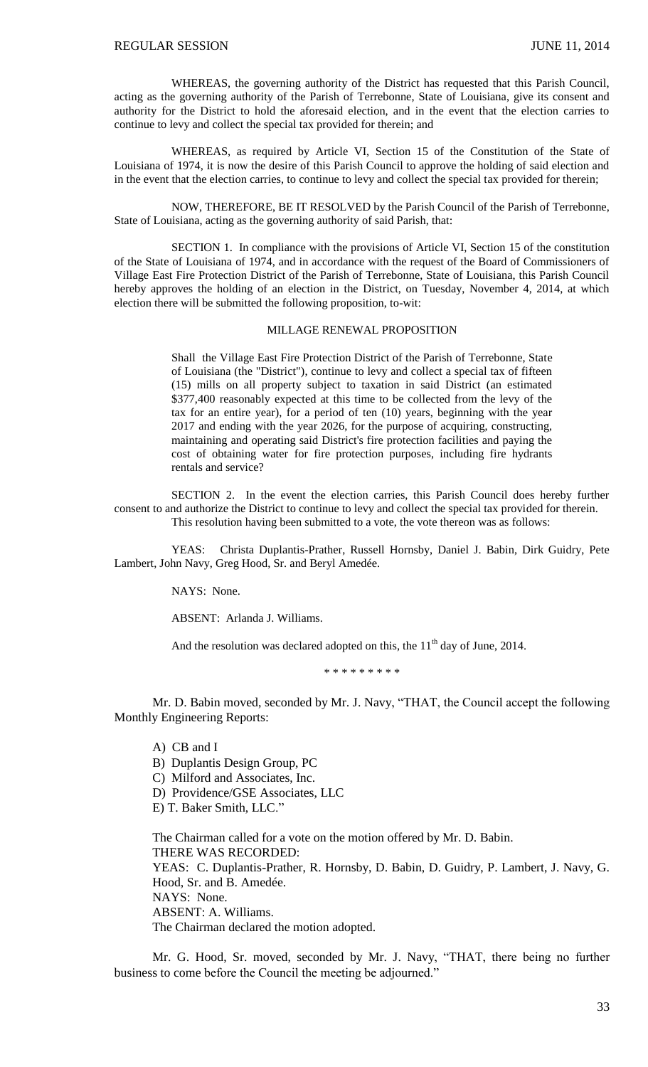WHEREAS, the governing authority of the District has requested that this Parish Council, acting as the governing authority of the Parish of Terrebonne, State of Louisiana, give its consent and authority for the District to hold the aforesaid election, and in the event that the election carries to continue to levy and collect the special tax provided for therein; and

WHEREAS, as required by Article VI, Section 15 of the Constitution of the State of Louisiana of 1974, it is now the desire of this Parish Council to approve the holding of said election and in the event that the election carries, to continue to levy and collect the special tax provided for therein;

NOW, THEREFORE, BE IT RESOLVED by the Parish Council of the Parish of Terrebonne, State of Louisiana, acting as the governing authority of said Parish, that:

SECTION 1. In compliance with the provisions of Article VI, Section 15 of the constitution of the State of Louisiana of 1974, and in accordance with the request of the Board of Commissioners of Village East Fire Protection District of the Parish of Terrebonne, State of Louisiana, this Parish Council hereby approves the holding of an election in the District, on Tuesday, November 4, 2014, at which election there will be submitted the following proposition, to-wit:

MILLAGE RENEWAL PROPOSITION

> Shall the Village East Fire Protection District of the Parish of Terrebonne, State of Louisiana (the "District"), continue to levy and collect a special tax of fifteen (15) mills on all property subject to taxation in said District (an estimated $377,400 reasonably expected at this time to be collected from the levy of the tax for an entire year), for a period of ten (10) years, beginning with the year 2017 and ending with the year 2026, for the purpose of acquiring, constructing, maintaining and operating said District's fire protection facilities and paying the cost of obtaining water for fire protection purposes, including fire hydrants rentals and service?

SECTION 2. In the event the election carries, this Parish Council does hereby further consent to and authorize the District to continue to levy and collect the special tax provided for therein.

This resolution having been submitted to a vote, the vote thereon was as follows:

YEAS: Christa Duplantis-Prather, Russell Hornsby, Daniel J. Babin, Dirk Guidry, Pete Lambert, John Navy, Greg Hood, Sr. and Beryl Amedée.

NAYS: None.

ABSENT: Arlanda J. Williams.

And the resolution was declared adopted on this, the 11th day of June, 2014.

\* \* \* \* \* \* \* \* \*

Mr. D. Babin moved, seconded by Mr. J. Navy, "THAT, the Council accept the following Monthly Engineering Reports:

A) CB and I
B) Duplantis Design Group, PC
C) Milford and Associates, Inc.
D) Providence/GSE Associates, LLC
E) T. Baker Smith, LLC."

The Chairman called for a vote on the motion offered by Mr. D. Babin.
THERE WAS RECORDED:
YEAS: C. Duplantis-Prather, R. Hornsby, D. Babin, D. Guidry, P. Lambert, J. Navy, G. Hood, Sr. and B. Amedée.
NAYS: None.
ABSENT: A. Williams.
The Chairman declared the motion adopted.

Mr. G. Hood, Sr. moved, seconded by Mr. J. Navy, "THAT, there being no further business to come before the Council the meeting be adjourned."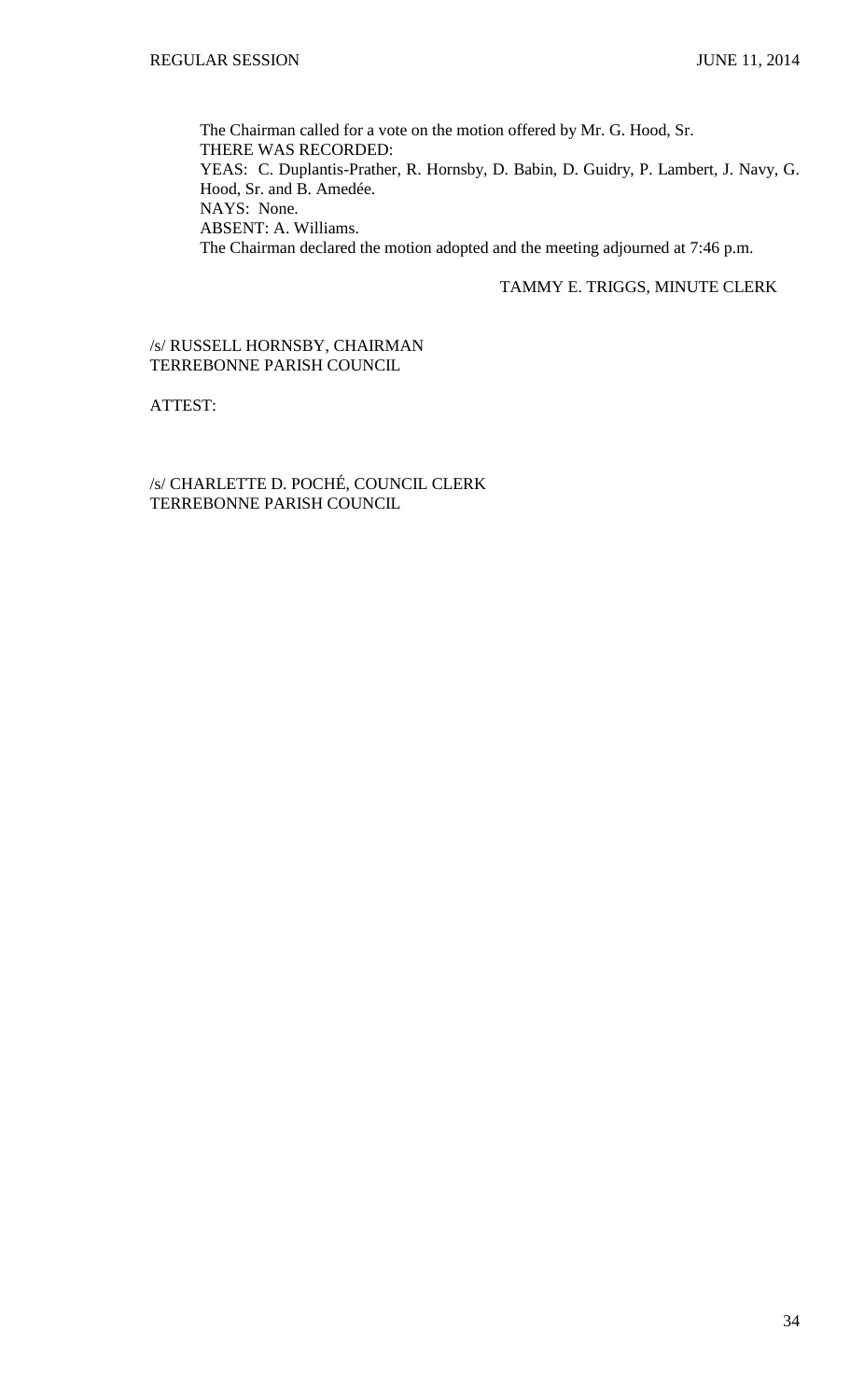The Chairman called for a vote on the motion offered by Mr. G. Hood, Sr.

THERE WAS RECORDED:

YEAS: C. Duplantis-Prather, R. Hornsby, D. Babin, D. Guidry, P. Lambert, J. Navy, G. Hood, Sr. and B. Amedée.

NAYS: None.

ABSENT: A. Williams.

The Chairman declared the motion adopted and the meeting adjourned at 7:46 p.m.

TAMMY E. TRIGGS, MINUTE CLERK

/s/ RUSSELL HORNSBY, CHAIRMAN
TERREBONNE PARISH COUNCIL

ATTEST:

/s/ CHARLETTE D. POCHÉ, COUNCIL CLERK
TERREBONNE PARISH COUNCIL